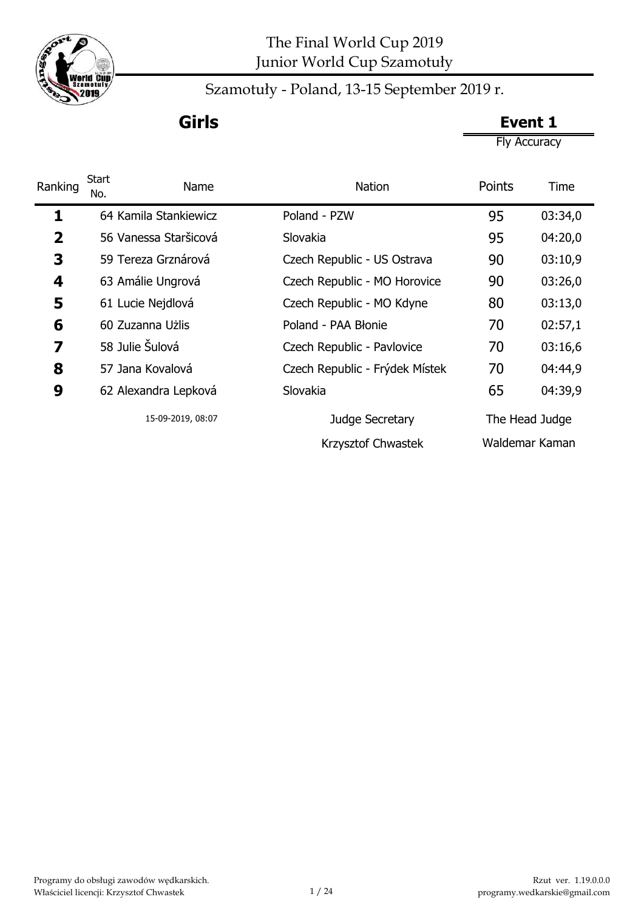# The Final World Cup 2019
## Junior World Cup Szamotuły

Szamotuły - Poland, 13-15 September 2019 r.

## Girls

**Event 1**

Fly Accuracy

| Ranking | Start No. | Name | Nation | Points | Time |
|---|---|---|---|---|---|
| 1 | 64 | Kamila Stankiewicz | Poland - PZW | 95 | 03:34,0 |
| 2 | 56 | Vanessa Staršicová | Slovakia | 95 | 04:20,0 |
| 3 | 59 | Tereza Grznárová | Czech Republic - US Ostrava | 90 | 03:10,9 |
| 4 | 63 | Amálie Ungrová | Czech Republic - MO Horovice | 90 | 03:26,0 |
| 5 | 61 | Lucie Nejdlová | Czech Republic - MO Kdyne | 80 | 03:13,0 |
| 6 | 60 | Zuzanna Użlis | Poland - PAA Błonie | 70 | 02:57,1 |
| 7 | 58 | Julie Šulová | Czech Republic - Pavlovice | 70 | 03:16,6 |
| 8 | 57 | Jana Kovalová | Czech Republic - Frýdek Místek | 70 | 04:44,9 |
| 9 | 62 | Alexandra Lepková | Slovakia | 65 | 04:39,9 |

15-09-2019, 08:07

| Judge Secretary | The Head Judge |
|---|---|
| Krzysztof Chwastek | Waldemar Kaman |

Programy do obsługi zawodów wędkarskich.
Właściciel licencji: Krzysztof Chwastek

Rzut ver. 1.19.0.0.0
programy.wedkarskie@gmail.com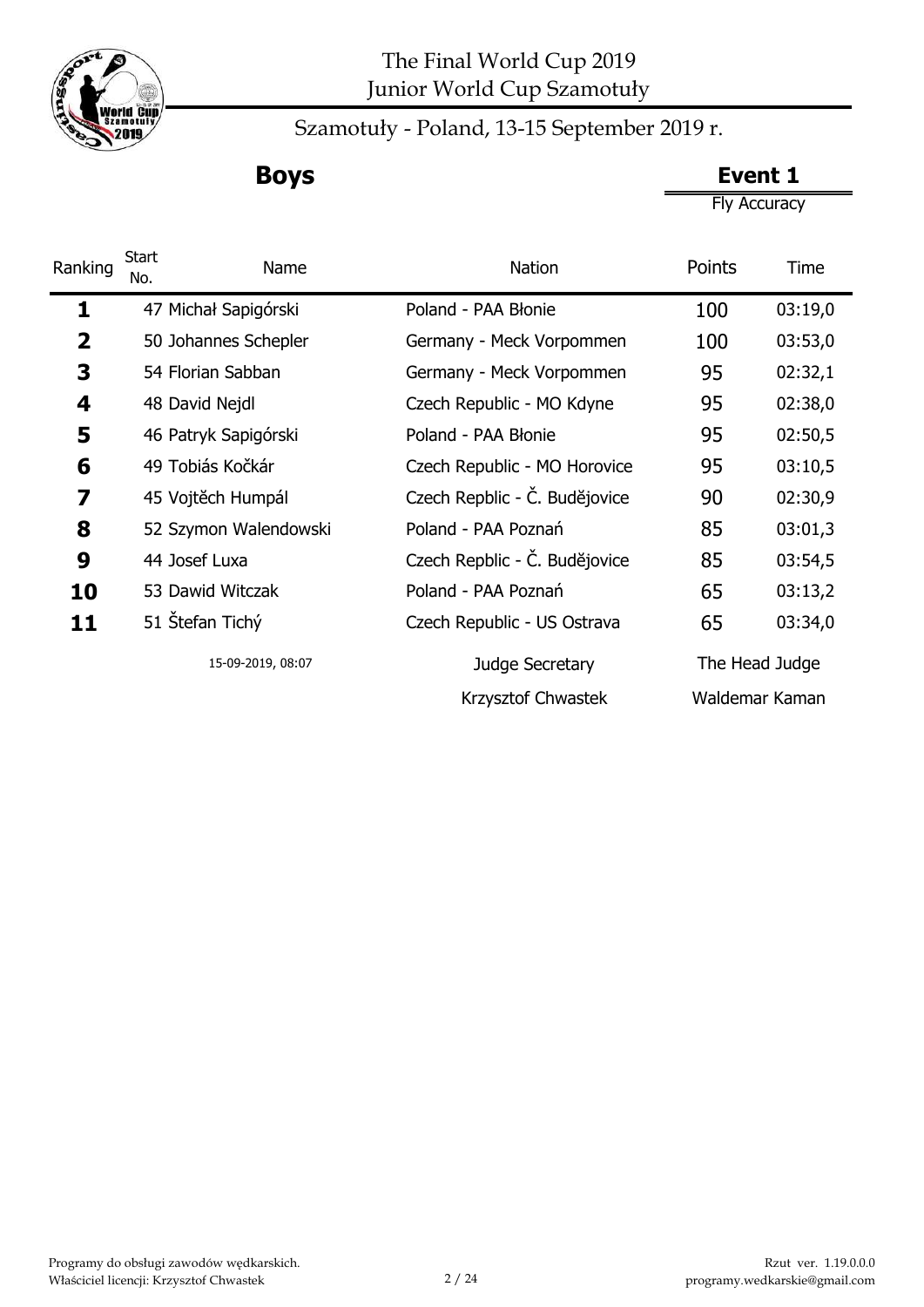# The Final World Cup 2019
## Junior World Cup Szamotuły

Szamotuły - Poland, 13-15 September 2019 r.

## Boys

**Event 1**

Fly Accuracy

| Ranking | Start No. | Name | Nation | Points | Time |
|---|---|---|---|---|---|
| **1** | 47 | Michał Sapigórski | Poland - PAA Błonie | 100 | 03:19,0 |
| **2** | 50 | Johannes Schepler | Germany - Meck Vorpommen | 100 | 03:53,0 |
| **3** | 54 | Florian Sabban | Germany - Meck Vorpommen | 95 | 02:32,1 |
| **4** | 48 | David Nejdl | Czech Republic - MO Kdyne | 95 | 02:38,0 |
| **5** | 46 | Patryk Sapigórski | Poland - PAA Błonie | 95 | 02:50,5 |
| **6** | 49 | Tobiás Kočkár | Czech Republic - MO Horovice | 95 | 03:10,5 |
| **7** | 45 | Vojtěch Humpál | Czech Repblic - Č. Budějovice | 90 | 02:30,9 |
| **8** | 52 | Szymon Walendowski | Poland - PAA Poznań | 85 | 03:01,3 |
| **9** | 44 | Josef Luxa | Czech Repblic - Č. Budějovice | 85 | 03:54,5 |
| **10** | 53 | Dawid Witczak | Poland - PAA Poznań | 65 | 03:13,2 |
| **11** | 51 | Štefan Tichý | Czech Republic - US Ostrava | 65 | 03:34,0 |

15-09-2019, 08:07

Judge Secretary: Krzysztof Chwastek

The Head Judge: Waldemar Kaman

Programy do obsługi zawodów wędkarskich.
Właściciel licencji: Krzysztof Chwastek

Rzut ver. 1.19.0.0.0
programy.wedkarskie@gmail.com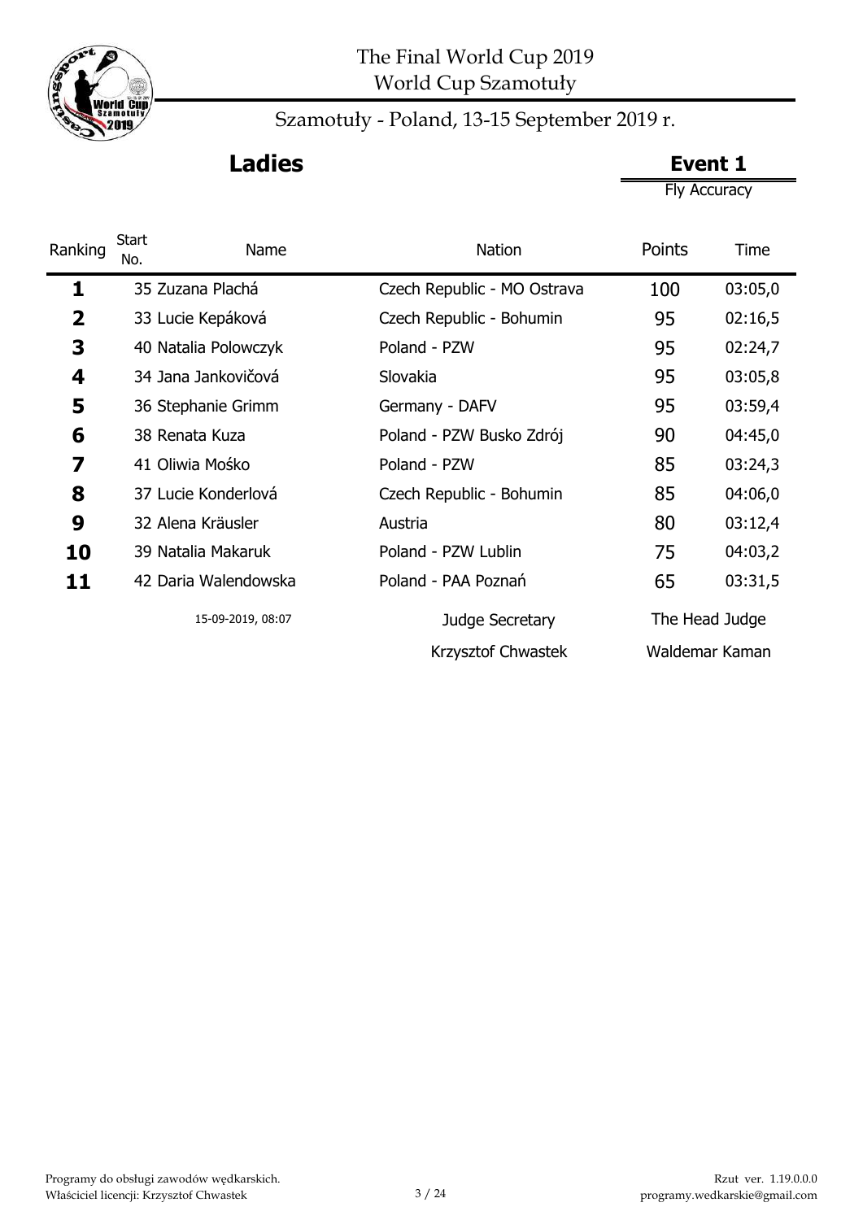# The Final World Cup 2019
## World Cup Szamotuły

Szamotuły - Poland, 13-15 September 2019 r.

## Ladies

**Event 1**

Fly Accuracy

| Ranking | Start No. | Name | Nation | Points | Time |
|---|---|---|---|---|---|
| **1** | 35 | Zuzana Plachá | Czech Republic - MO Ostrava | 100 | 03:05,0 |
| **2** | 33 | Lucie Kepáková | Czech Republic - Bohumin | 95 | 02:16,5 |
| **3** | 40 | Natalia Polowczyk | Poland - PZW | 95 | 02:24,7 |
| **4** | 34 | Jana Jankovičová | Slovakia | 95 | 03:05,8 |
| **5** | 36 | Stephanie Grimm | Germany - DAFV | 95 | 03:59,4 |
| **6** | 38 | Renata Kuza | Poland - PZW Busko Zdrój | 90 | 04:45,0 |
| **7** | 41 | Oliwia Mośko | Poland - PZW | 85 | 03:24,3 |
| **8** | 37 | Lucie Konderlová | Czech Republic - Bohumin | 85 | 04:06,0 |
| **9** | 32 | Alena Kräusler | Austria | 80 | 03:12,4 |
| **10** | 39 | Natalia Makaruk | Poland - PZW Lublin | 75 | 04:03,2 |
| **11** | 42 | Daria Walendowska | Poland - PAA Poznań | 65 | 03:31,5 |

15-09-2019, 08:07

Judge Secretary: Krzysztof Chwastek

The Head Judge: Waldemar Kaman

Programy do obsługi zawodów wędkarskich.
Właściciel licencji: Krzysztof Chwastek

Rzut ver. 1.19.0.0.0
programy.wedkarskie@gmail.com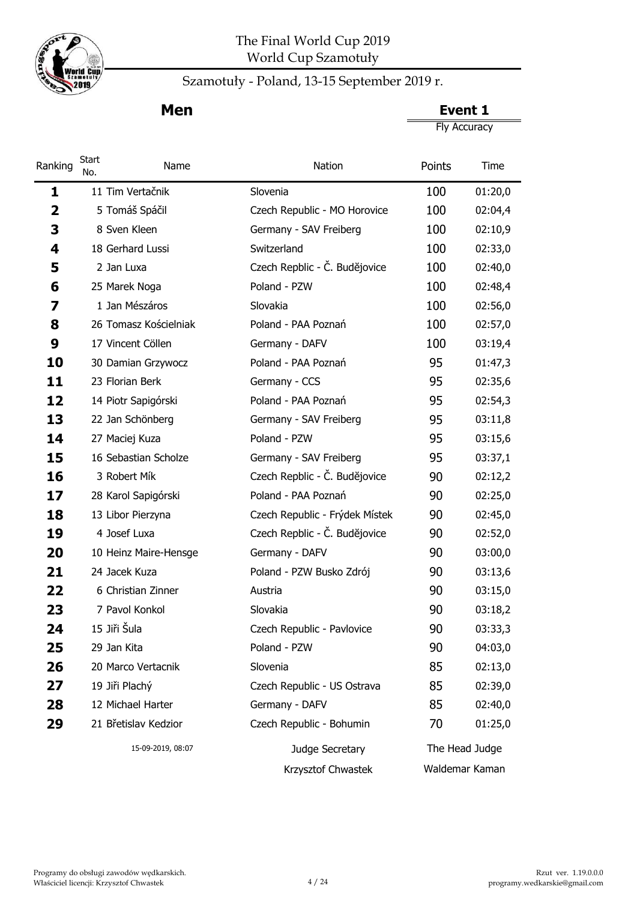# The Final World Cup 2019
## World Cup Szamotuły

Szamotuły - Poland, 13-15 September 2019 r.

**Men** | **Event 1**

Fly Accuracy

| Ranking | Start No. | Name | Nation | Points | Time |
|---|---|---|---|---|---|
| 1 | 11 | Tim Vertačnik | Slovenia | 100 | 01:20,0 |
| 2 | 5 | Tomáš Spáčil | Czech Republic - MO Horovice | 100 | 02:04,4 |
| 3 | 8 | Sven Kleen | Germany - SAV Freiberg | 100 | 02:10,9 |
| 4 | 18 | Gerhard Lussi | Switzerland | 100 | 02:33,0 |
| 5 | 2 | Jan Luxa | Czech Repblic - Č. Budějovice | 100 | 02:40,0 |
| 6 | 25 | Marek Noga | Poland - PZW | 100 | 02:48,4 |
| 7 | 1 | Jan Mészáros | Slovakia | 100 | 02:56,0 |
| 8 | 26 | Tomasz Kościelniak | Poland - PAA Poznań | 100 | 02:57,0 |
| 9 | 17 | Vincent Cöllen | Germany - DAFV | 100 | 03:19,4 |
| 10 | 30 | Damian Grzywocz | Poland - PAA Poznań | 95 | 01:47,3 |
| 11 | 23 | Florian Berk | Germany - CCS | 95 | 02:35,6 |
| 12 | 14 | Piotr Sapigórski | Poland - PAA Poznań | 95 | 02:54,3 |
| 13 | 22 | Jan Schönberg | Germany - SAV Freiberg | 95 | 03:11,8 |
| 14 | 27 | Maciej Kuza | Poland - PZW | 95 | 03:15,6 |
| 15 | 16 | Sebastian Scholze | Germany - SAV Freiberg | 95 | 03:37,1 |
| 16 | 3 | Robert Mík | Czech Repblic - Č. Budějovice | 90 | 02:12,2 |
| 17 | 28 | Karol Sapigórski | Poland - PAA Poznań | 90 | 02:25,0 |
| 18 | 13 | Libor Pierzyna | Czech Republic - Frýdek Místek | 90 | 02:45,0 |
| 19 | 4 | Josef Luxa | Czech Repblic - Č. Budějovice | 90 | 02:52,0 |
| 20 | 10 | Heinz Maire-Hensge | Germany - DAFV | 90 | 03:00,0 |
| 21 | 24 | Jacek Kuza | Poland - PZW Busko Zdrój | 90 | 03:13,6 |
| 22 | 6 | Christian Zinner | Austria | 90 | 03:15,0 |
| 23 | 7 | Pavol Konkol | Slovakia | 90 | 03:18,2 |
| 24 | 15 | Jiři Šula | Czech Republic - Pavlovice | 90 | 03:33,3 |
| 25 | 29 | Jan Kita | Poland - PZW | 90 | 04:03,0 |
| 26 | 20 | Marco Vertacnik | Slovenia | 85 | 02:13,0 |
| 27 | 19 | Jiři Plachý | Czech Republic - US Ostrava | 85 | 02:39,0 |
| 28 | 12 | Michael Harter | Germany - DAFV | 85 | 02:40,0 |
| 29 | 21 | Břetislav Kedzior | Czech Republic - Bohumin | 70 | 01:25,0 |

15-09-2019, 08:07

Judge Secretary: Krzysztof Chwastek

The Head Judge: Waldemar Kaman

Programy do obsługi zawodów wędkarskich.
Właściciel licencji: Krzysztof Chwastek

Rzut ver. 1.19.0.0.0
programy.wedkarskie@gmail.com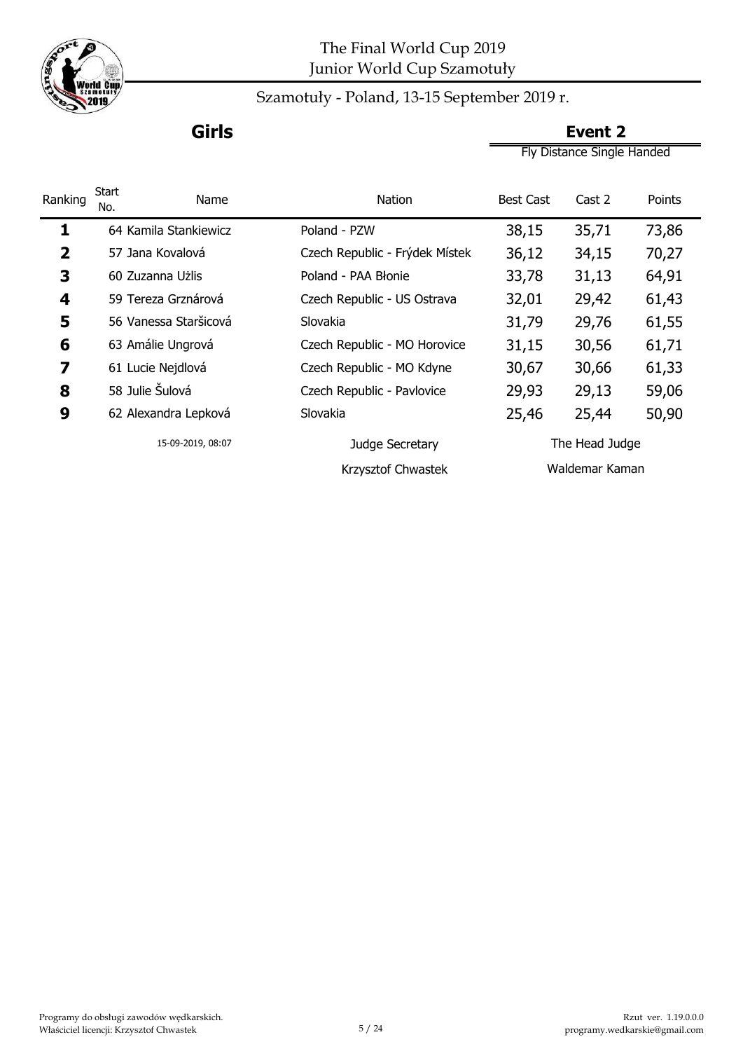# The Final World Cup 2019
## Junior World Cup Szamotuły

Szamotuły - Poland, 13-15 September 2019 r.

**Girls**

**Event 2**

Fly Distance Single Handed

| Ranking | Start No. | Name | Nation | Best Cast | Cast 2 | Points |
|---|---|---|---|---|---|---|
| 1 | 64 | Kamila Stankiewicz | Poland - PZW | 38,15 | 35,71 | 73,86 |
| 2 | 57 | Jana Kovalová | Czech Republic - Frýdek Místek | 36,12 | 34,15 | 70,27 |
| 3 | 60 | Zuzanna Użlis | Poland - PAA Błonie | 33,78 | 31,13 | 64,91 |
| 4 | 59 | Tereza Grznárová | Czech Republic - US Ostrava | 32,01 | 29,42 | 61,43 |
| 5 | 56 | Vanessa Staršicová | Slovakia | 31,79 | 29,76 | 61,55 |
| 6 | 63 | Amálie Ungrová | Czech Republic - MO Horovice | 31,15 | 30,56 | 61,71 |
| 7 | 61 | Lucie Nejdlová | Czech Republic - MO Kdyne | 30,67 | 30,66 | 61,33 |
| 8 | 58 | Julie Šulová | Czech Republic - Pavlovice | 29,93 | 29,13 | 59,06 |
| 9 | 62 | Alexandra Lepková | Slovakia | 25,46 | 25,44 | 50,90 |

15-09-2019, 08:07

Judge Secretary: Krzysztof Chwastek

The Head Judge: Waldemar Kaman

Programy do obsługi zawodów wędkarskich.
Właściciel licencji: Krzysztof Chwastek

Rzut ver. 1.19.0.0.0
programy.wedkarskie@gmail.com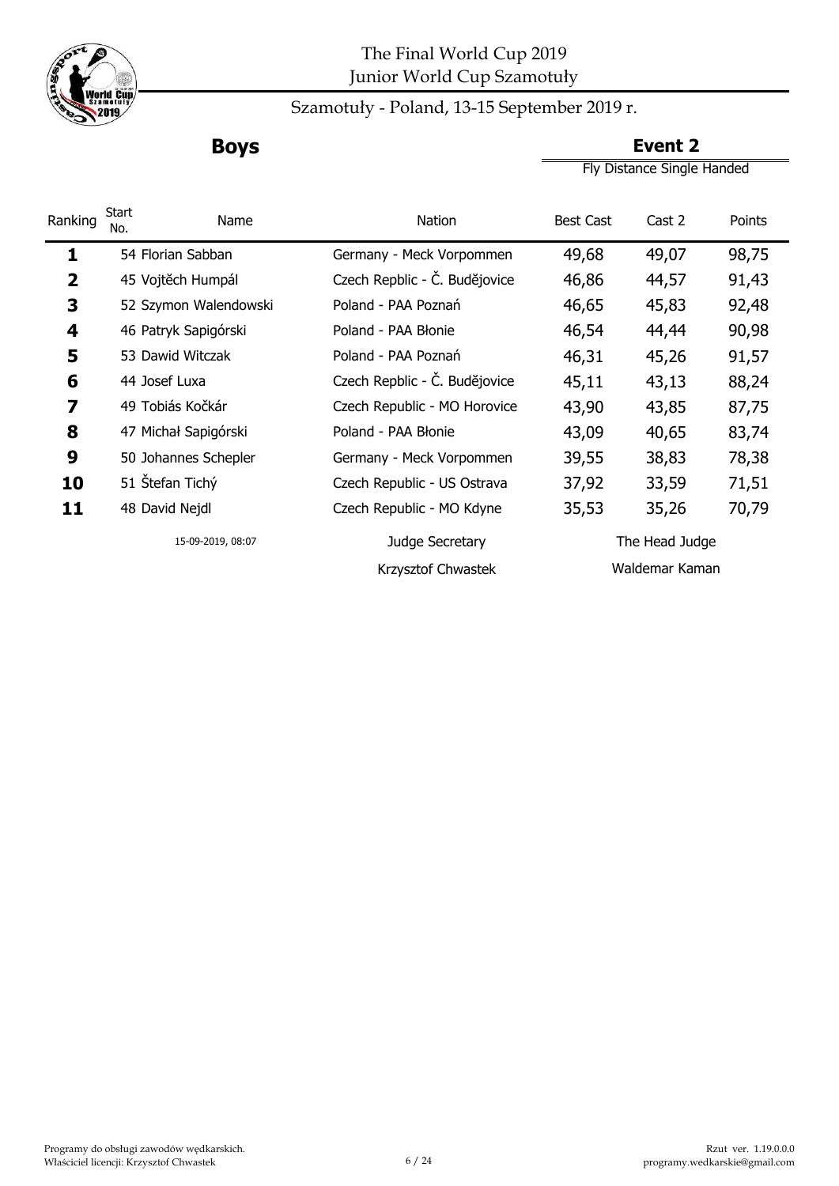# The Final World Cup 2019
## Junior World Cup Szamotuły

Szamotuły - Poland, 13-15 September 2019 r.

## Boys

### Event 2

Fly Distance Single Handed

| Ranking | Start No. | Name | Nation | Best Cast | Cast 2 | Points |
|---|---|---|---|---|---|---|
| **1** | 54 | Florian Sabban | Germany - Meck Vorpommen | 49,68 | 49,07 | 98,75 |
| **2** | 45 | Vojtěch Humpál | Czech Repblic - Č. Budějovice | 46,86 | 44,57 | 91,43 |
| **3** | 52 | Szymon Walendowski | Poland - PAA Poznań | 46,65 | 45,83 | 92,48 |
| **4** | 46 | Patryk Sapigórski | Poland - PAA Błonie | 46,54 | 44,44 | 90,98 |
| **5** | 53 | Dawid Witczak | Poland - PAA Poznań | 46,31 | 45,26 | 91,57 |
| **6** | 44 | Josef Luxa | Czech Repblic - Č. Budějovice | 45,11 | 43,13 | 88,24 |
| **7** | 49 | Tobiás Kočkár | Czech Republic - MO Horovice | 43,90 | 43,85 | 87,75 |
| **8** | 47 | Michał Sapigórski | Poland - PAA Błonie | 43,09 | 40,65 | 83,74 |
| **9** | 50 | Johannes Schepler | Germany - Meck Vorpommen | 39,55 | 38,83 | 78,38 |
| **10** | 51 | Štefan Tichý | Czech Republic - US Ostrava | 37,92 | 33,59 | 71,51 |
| **11** | 48 | David Nejdl | Czech Republic - MO Kdyne | 35,53 | 35,26 | 70,79 |

15-09-2019, 08:07

Judge Secretary: Krzysztof Chwastek

The Head Judge: Waldemar Kaman

Programy do obsługi zawodów wędkarskich.
Właściciel licencji: Krzysztof Chwastek

Rzut ver. 1.19.0.0.0
programy.wedkarskie@gmail.com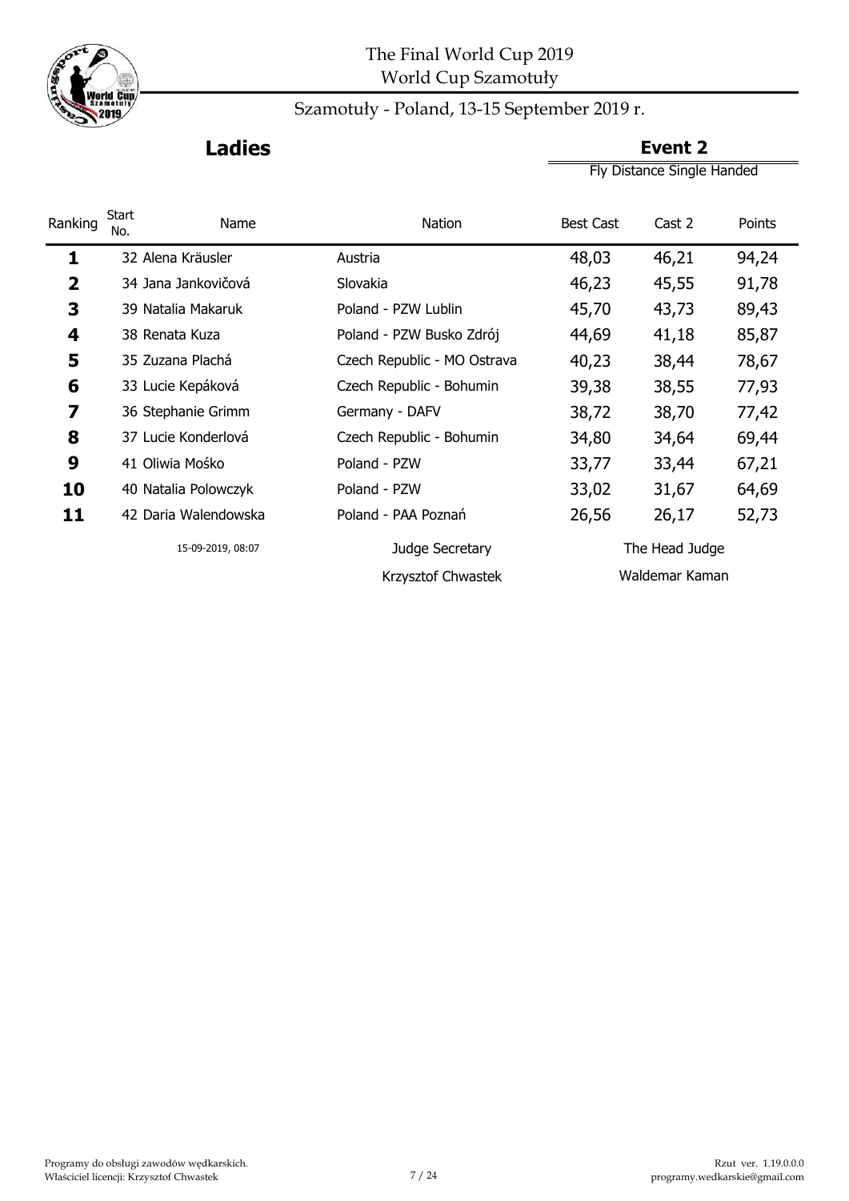# The Final World Cup 2019
World Cup Szamotuły

Szamotuły - Poland, 13-15 September 2019 r.

## Ladies

## Event 2
Fly Distance Single Handed

| Ranking | Start No. | Name | Nation | Best Cast | Cast 2 | Points |
|---|---|---|---|---|---|---|
| **1** | 32 | Alena Kräusler | Austria | 48,03 | 46,21 | 94,24 |
| **2** | 34 | Jana Jankovičová | Slovakia | 46,23 | 45,55 | 91,78 |
| **3** | 39 | Natalia Makaruk | Poland - PZW Lublin | 45,70 | 43,73 | 89,43 |
| **4** | 38 | Renata Kuza | Poland - PZW Busko Zdrój | 44,69 | 41,18 | 85,87 |
| **5** | 35 | Zuzana Plachá | Czech Republic - MO Ostrava | 40,23 | 38,44 | 78,67 |
| **6** | 33 | Lucie Kepáková | Czech Republic - Bohumin | 39,38 | 38,55 | 77,93 |
| **7** | 36 | Stephanie Grimm | Germany - DAFV | 38,72 | 38,70 | 77,42 |
| **8** | 37 | Lucie Konderlová | Czech Republic - Bohumin | 34,80 | 34,64 | 69,44 |
| **9** | 41 | Oliwia Mośko | Poland - PZW | 33,77 | 33,44 | 67,21 |
| **10** | 40 | Natalia Polowczyk | Poland - PZW | 33,02 | 31,67 | 64,69 |
| **11** | 42 | Daria Walendowska | Poland - PAA Poznań | 26,56 | 26,17 | 52,73 |

15-09-2019, 08:07

Judge Secretary
Krzysztof Chwastek

The Head Judge
Waldemar Kaman

Programy do obsługi zawodów wędkarskich.
Właściciel licencji: Krzysztof Chwastek

Rzut ver. 1.19.0.0.0
programy.wedkarskie@gmail.com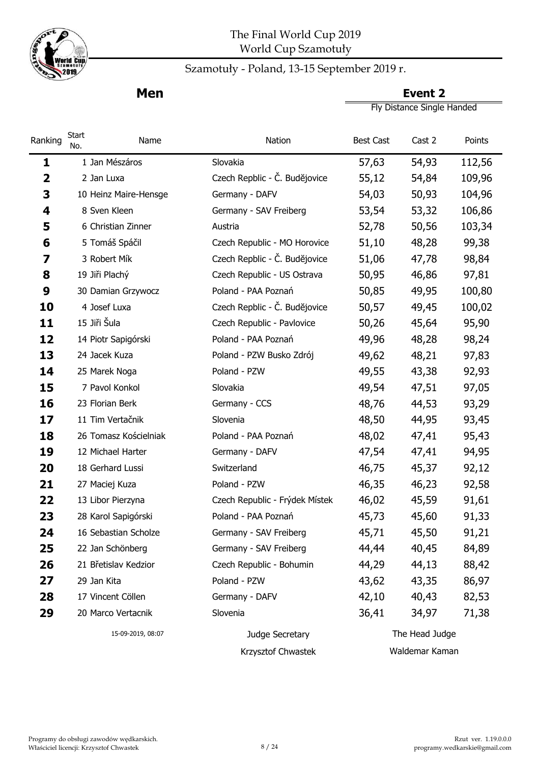# The Final World Cup 2019
## World Cup Szamotuły

Szamotuły - Poland, 13-15 September 2019 r.

**Men**

**Event 2**

Fly Distance Single Handed

| Ranking | Start No. | Name | Nation | Best Cast | Cast 2 | Points |
|---|---|---|---|---|---|---|
| **1** | 1 | Jan Mészáros | Slovakia | 57,63 | 54,93 | 112,56 |
| **2** | 2 | Jan Luxa | Czech Repblic - Č. Budějovice | 55,12 | 54,84 | 109,96 |
| **3** | 10 | Heinz Maire-Hensge | Germany - DAFV | 54,03 | 50,93 | 104,96 |
| **4** | 8 | Sven Kleen | Germany - SAV Freiberg | 53,54 | 53,32 | 106,86 |
| **5** | 6 | Christian Zinner | Austria | 52,78 | 50,56 | 103,34 |
| **6** | 5 | Tomáš Spáčil | Czech Republic - MO Horovice | 51,10 | 48,28 | 99,38 |
| **7** | 3 | Robert Mík | Czech Repblic - Č. Budějovice | 51,06 | 47,78 | 98,84 |
| **8** | 19 | Jiři Plachý | Czech Republic - US Ostrava | 50,95 | 46,86 | 97,81 |
| **9** | 30 | Damian Grzywocz | Poland - PAA Poznań | 50,85 | 49,95 | 100,80 |
| **10** | 4 | Josef Luxa | Czech Repblic - Č. Budějovice | 50,57 | 49,45 | 100,02 |
| **11** | 15 | Jiři Šula | Czech Republic - Pavlovice | 50,26 | 45,64 | 95,90 |
| **12** | 14 | Piotr Sapigórski | Poland - PAA Poznań | 49,96 | 48,28 | 98,24 |
| **13** | 24 | Jacek Kuza | Poland - PZW Busko Zdrój | 49,62 | 48,21 | 97,83 |
| **14** | 25 | Marek Noga | Poland - PZW | 49,55 | 43,38 | 92,93 |
| **15** | 7 | Pavol Konkol | Slovakia | 49,54 | 47,51 | 97,05 |
| **16** | 23 | Florian Berk | Germany - CCS | 48,76 | 44,53 | 93,29 |
| **17** | 11 | Tim Vertačnik | Slovenia | 48,50 | 44,95 | 93,45 |
| **18** | 26 | Tomasz Kościelniak | Poland - PAA Poznań | 48,02 | 47,41 | 95,43 |
| **19** | 12 | Michael Harter | Germany - DAFV | 47,54 | 47,41 | 94,95 |
| **20** | 18 | Gerhard Lussi | Switzerland | 46,75 | 45,37 | 92,12 |
| **21** | 27 | Maciej Kuza | Poland - PZW | 46,35 | 46,23 | 92,58 |
| **22** | 13 | Libor Pierzyna | Czech Republic - Frýdek Místek | 46,02 | 45,59 | 91,61 |
| **23** | 28 | Karol Sapigórski | Poland - PAA Poznań | 45,73 | 45,60 | 91,33 |
| **24** | 16 | Sebastian Scholze | Germany - SAV Freiberg | 45,71 | 45,50 | 91,21 |
| **25** | 22 | Jan Schönberg | Germany - SAV Freiberg | 44,44 | 40,45 | 84,89 |
| **26** | 21 | Břetislav Kedzior | Czech Republic - Bohumin | 44,29 | 44,13 | 88,42 |
| **27** | 29 | Jan Kita | Poland - PZW | 43,62 | 43,35 | 86,97 |
| **28** | 17 | Vincent Cöllen | Germany - DAFV | 42,10 | 40,43 | 82,53 |
| **29** | 20 | Marco Vertacnik | Slovenia | 36,41 | 34,97 | 71,38 |

15-09-2019, 08:07

Judge Secretary: Krzysztof Chwastek

The Head Judge: Waldemar Kaman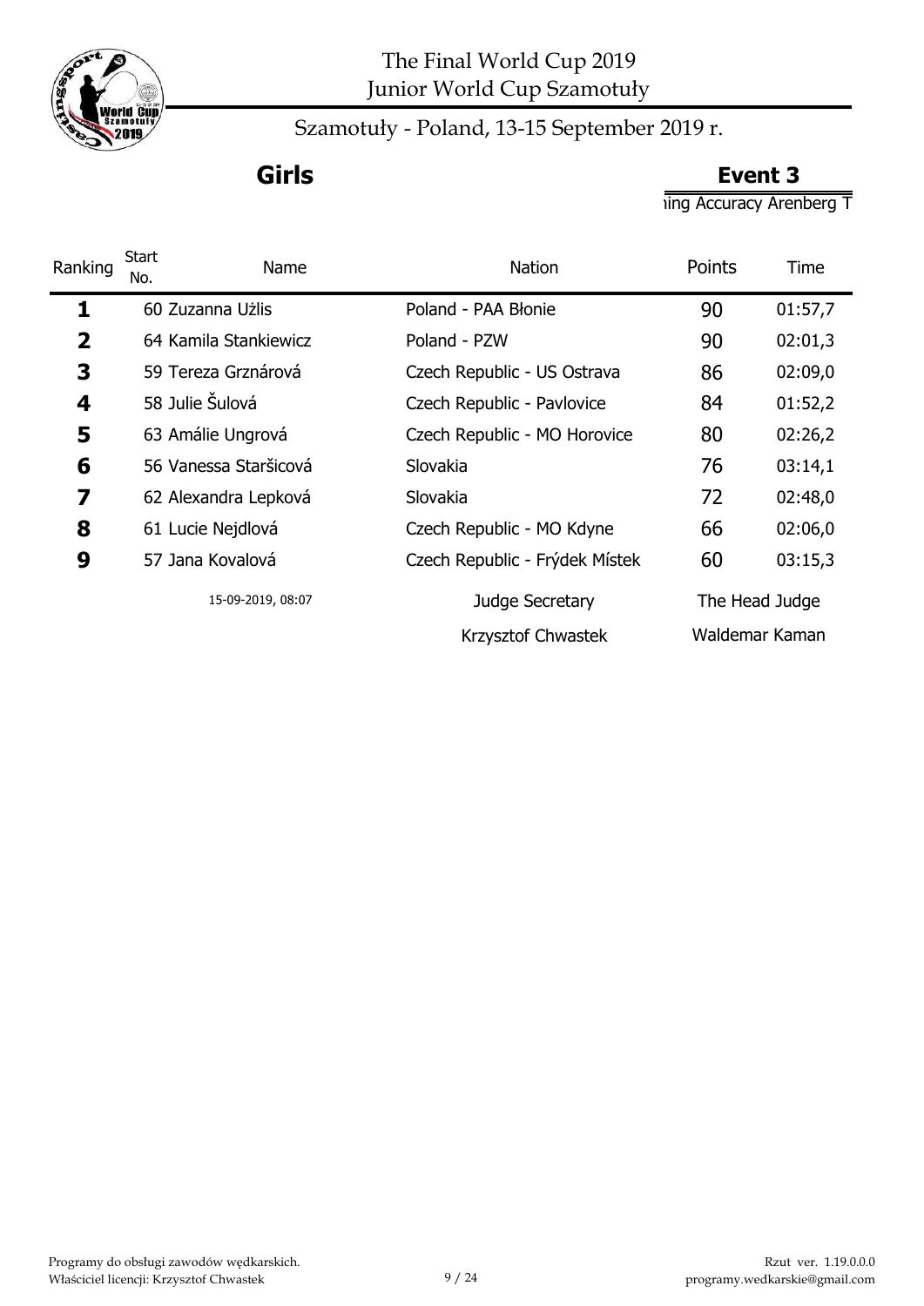The Final World Cup 2019
Junior World Cup Szamotuły

Szamotuły - Poland, 13-15 September 2019 r.

## Girls

## Event 3

ing Accuracy Arenberg T

| Ranking | Start No. | Name | Nation | Points | Time |
|---|---|---|---|---|---|
| 1 | 60 | Zuzanna Użlis | Poland - PAA Błonie | 90 | 01:57,7 |
| 2 | 64 | Kamila Stankiewicz | Poland - PZW | 90 | 02:01,3 |
| 3 | 59 | Tereza Grznárová | Czech Republic - US Ostrava | 86 | 02:09,0 |
| 4 | 58 | Julie Šulová | Czech Republic - Pavlovice | 84 | 01:52,2 |
| 5 | 63 | Amálie Ungrová | Czech Republic - MO Horovice | 80 | 02:26,2 |
| 6 | 56 | Vanessa Staršicová | Slovakia | 76 | 03:14,1 |
| 7 | 62 | Alexandra Lepková | Slovakia | 72 | 02:48,0 |
| 8 | 61 | Lucie Nejdlová | Czech Republic - MO Kdyne | 66 | 02:06,0 |
| 9 | 57 | Jana Kovalová | Czech Republic - Frýdek Místek | 60 | 03:15,3 |

15-09-2019, 08:07

Judge Secretary: Krzysztof Chwastek

The Head Judge: Waldemar Kaman

Programy do obsługi zawodów wędkarskich.
Właściciel licencji: Krzysztof Chwastek

Rzut ver. 1.19.0.0.0
programy.wedkarskie@gmail.com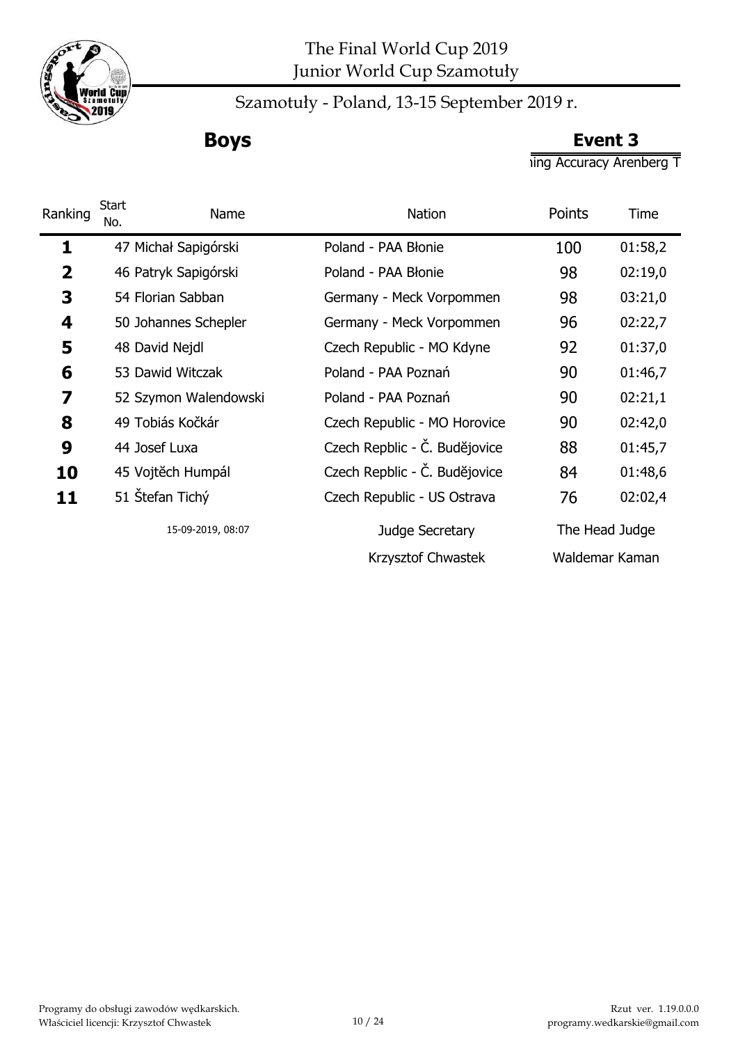# The Final World Cup 2019
## Junior World Cup Szamotuły

Szamotuły - Poland, 13-15 September 2019 r.

## Boys

## Event 3

ing Accuracy Arenberg T

| Ranking | Start No. | Name | Nation | Points | Time |
|---|---|---|---|---|---|
| 1 | 47 | Michał Sapigórski | Poland - PAA Błonie | 100 | 01:58,2 |
| 2 | 46 | Patryk Sapigórski | Poland - PAA Błonie | 98 | 02:19,0 |
| 3 | 54 | Florian Sabban | Germany - Meck Vorpommen | 98 | 03:21,0 |
| 4 | 50 | Johannes Schepler | Germany - Meck Vorpommen | 96 | 02:22,7 |
| 5 | 48 | David Nejdl | Czech Republic - MO Kdyne | 92 | 01:37,0 |
| 6 | 53 | Dawid Witczak | Poland - PAA Poznań | 90 | 01:46,7 |
| 7 | 52 | Szymon Walendowski | Poland - PAA Poznań | 90 | 02:21,1 |
| 8 | 49 | Tobiás Kočkár | Czech Republic - MO Horovice | 90 | 02:42,0 |
| 9 | 44 | Josef Luxa | Czech Repblic - Č. Budějovice | 88 | 01:45,7 |
| 10 | 45 | Vojtěch Humpál | Czech Repblic - Č. Budějovice | 84 | 01:48,6 |
| 11 | 51 | Štefan Tichý | Czech Republic - US Ostrava | 76 | 02:02,4 |

15-09-2019, 08:07

Judge Secretary: Krzysztof Chwastek

The Head Judge: Waldemar Kaman

Programy do obsługi zawodów wędkarskich.
Właściciel licencji: Krzysztof Chwastek

Rzut ver. 1.19.0.0.0
programy.wedkarskie@gmail.com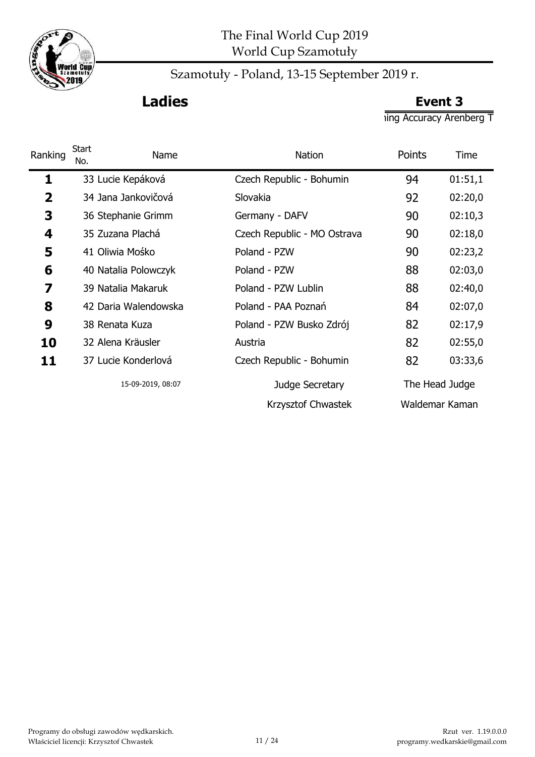The Final World Cup 2019
World Cup Szamotuły

Szamotuły - Poland, 13-15 September 2019 r.

## Ladies

## Event 3

ing Accuracy Arenberg T

| Ranking | Start No. | Name | Nation | Points | Time |
|---|---|---|---|---|---|
| **1** | 33 | Lucie Kepáková | Czech Republic - Bohumin | 94 | 01:51,1 |
| **2** | 34 | Jana Jankovičová | Slovakia | 92 | 02:20,0 |
| **3** | 36 | Stephanie Grimm | Germany - DAFV | 90 | 02:10,3 |
| **4** | 35 | Zuzana Plachá | Czech Republic - MO Ostrava | 90 | 02:18,0 |
| **5** | 41 | Oliwia Mośko | Poland - PZW | 90 | 02:23,2 |
| **6** | 40 | Natalia Polowczyk | Poland - PZW | 88 | 02:03,0 |
| **7** | 39 | Natalia Makaruk | Poland - PZW Lublin | 88 | 02:40,0 |
| **8** | 42 | Daria Walendowska | Poland - PAA Poznań | 84 | 02:07,0 |
| **9** | 38 | Renata Kuza | Poland - PZW Busko Zdrój | 82 | 02:17,9 |
| **10** | 32 | Alena Kräusler | Austria | 82 | 02:55,0 |
| **11** | 37 | Lucie Konderlová | Czech Republic - Bohumin | 82 | 03:33,6 |

15-09-2019, 08:07

Judge Secretary
Krzysztof Chwastek

The Head Judge
Waldemar Kaman

Programy do obsługi zawodów wędkarskich.
Właściciel licencji: Krzysztof Chwastek

Rzut ver. 1.19.0.0.0
programy.wedkarskie@gmail.com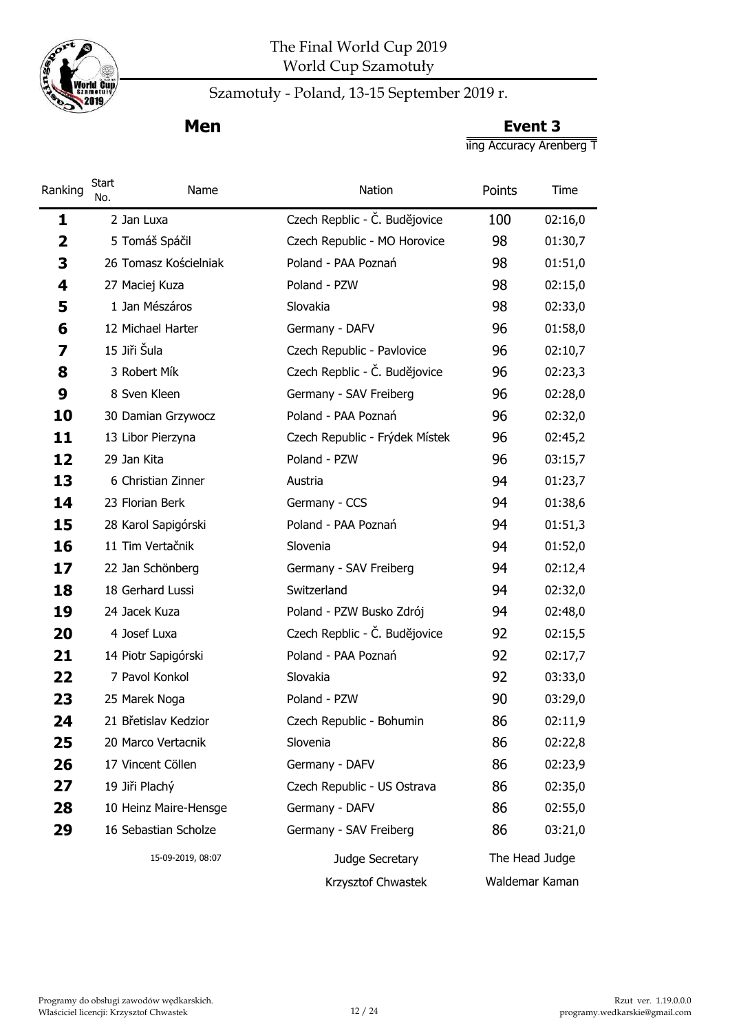# The Final World Cup 2019
World Cup Szamotuły

Szamotuły - Poland, 13-15 September 2019 r.

## Men

**Event 3**

ing Accuracy Arenberg T

| Ranking | Start No. | Name | Nation | Points | Time |
|---|---|---|---|---|---|
| **1** | 2 | Jan Luxa | Czech Repblic - Č. Budějovice | 100 | 02:16,0 |
| **2** | 5 | Tomáš Spáčil | Czech Republic - MO Horovice | 98 | 01:30,7 |
| **3** | 26 | Tomasz Kościelniak | Poland - PAA Poznań | 98 | 01:51,0 |
| **4** | 27 | Maciej Kuza | Poland - PZW | 98 | 02:15,0 |
| **5** | 1 | Jan Mészáros | Slovakia | 98 | 02:33,0 |
| **6** | 12 | Michael Harter | Germany - DAFV | 96 | 01:58,0 |
| **7** | 15 | Jiři Šula | Czech Republic - Pavlovice | 96 | 02:10,7 |
| **8** | 3 | Robert Mík | Czech Repblic - Č. Budějovice | 96 | 02:23,3 |
| **9** | 8 | Sven Kleen | Germany - SAV Freiberg | 96 | 02:28,0 |
| **10** | 30 | Damian Grzywocz | Poland - PAA Poznań | 96 | 02:32,0 |
| **11** | 13 | Libor Pierzyna | Czech Republic - Frýdek Místek | 96 | 02:45,2 |
| **12** | 29 | Jan Kita | Poland - PZW | 96 | 03:15,7 |
| **13** | 6 | Christian Zinner | Austria | 94 | 01:23,7 |
| **14** | 23 | Florian Berk | Germany - CCS | 94 | 01:38,6 |
| **15** | 28 | Karol Sapigórski | Poland - PAA Poznań | 94 | 01:51,3 |
| **16** | 11 | Tim Vertačnik | Slovenia | 94 | 01:52,0 |
| **17** | 22 | Jan Schönberg | Germany - SAV Freiberg | 94 | 02:12,4 |
| **18** | 18 | Gerhard Lussi | Switzerland | 94 | 02:32,0 |
| **19** | 24 | Jacek Kuza | Poland - PZW Busko Zdrój | 94 | 02:48,0 |
| **20** | 4 | Josef Luxa | Czech Repblic - Č. Budějovice | 92 | 02:15,5 |
| **21** | 14 | Piotr Sapigórski | Poland - PAA Poznań | 92 | 02:17,7 |
| **22** | 7 | Pavol Konkol | Slovakia | 92 | 03:33,0 |
| **23** | 25 | Marek Noga | Poland - PZW | 90 | 03:29,0 |
| **24** | 21 | Břetislav Kedzior | Czech Republic - Bohumin | 86 | 02:11,9 |
| **25** | 20 | Marco Vertacnik | Slovenia | 86 | 02:22,8 |
| **26** | 17 | Vincent Cöllen | Germany - DAFV | 86 | 02:23,9 |
| **27** | 19 | Jiři Plachý | Czech Republic - US Ostrava | 86 | 02:35,0 |
| **28** | 10 | Heinz Maire-Hensge | Germany - DAFV | 86 | 02:55,0 |
| **29** | 16 | Sebastian Scholze | Germany - SAV Freiberg | 86 | 03:21,0 |

15-09-2019, 08:07

Judge Secretary
Krzysztof Chwastek

The Head Judge
Waldemar Kaman

Programy do obsługi zawodów wędkarskich.
Właściciel licencji: Krzysztof Chwastek

Rzut ver. 1.19.0.0.0
programy.wedkarskie@gmail.com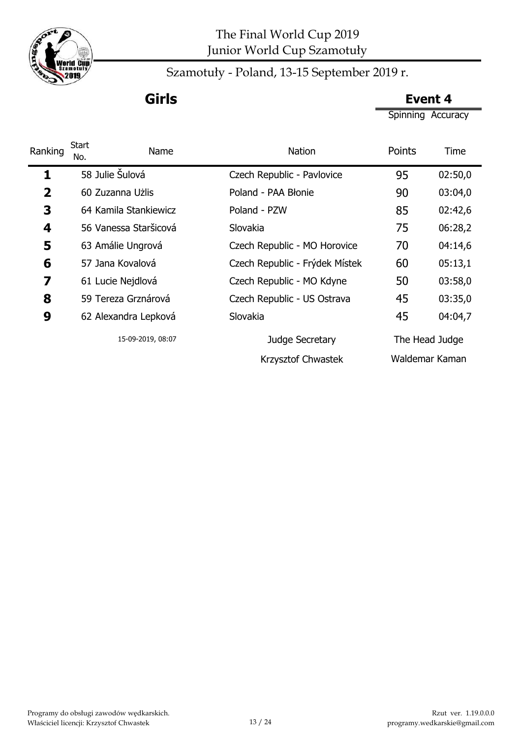# The Final World Cup 2019
## Junior World Cup Szamotuły

Szamotuły - Poland, 13-15 September 2019 r.

## Girls

**Event 4**

Spinning Accuracy

| Ranking | Start No. | Name | Nation | Points | Time |
|---|---|---|---|---|---|
| 1 | 58 | Julie Šulová | Czech Republic - Pavlovice | 95 | 02:50,0 |
| 2 | 60 | Zuzanna Użlis | Poland - PAA Błonie | 90 | 03:04,0 |
| 3 | 64 | Kamila Stankiewicz | Poland - PZW | 85 | 02:42,6 |
| 4 | 56 | Vanessa Staršicová | Slovakia | 75 | 06:28,2 |
| 5 | 63 | Amálie Ungrová | Czech Republic - MO Horovice | 70 | 04:14,6 |
| 6 | 57 | Jana Kovalová | Czech Republic - Frýdek Místek | 60 | 05:13,1 |
| 7 | 61 | Lucie Nejdlová | Czech Republic - MO Kdyne | 50 | 03:58,0 |
| 8 | 59 | Tereza Grznárová | Czech Republic - US Ostrava | 45 | 03:35,0 |
| 9 | 62 | Alexandra Lepková | Slovakia | 45 | 04:04,7 |

15-09-2019, 08:07

| Judge Secretary | The Head Judge |
|---|---|
| Krzysztof Chwastek | Waldemar Kaman |

Programy do obsługi zawodów wędkarskich.
Właściciel licencji: Krzysztof Chwastek

Rzut ver. 1.19.0.0.0
programy.wedkarskie@gmail.com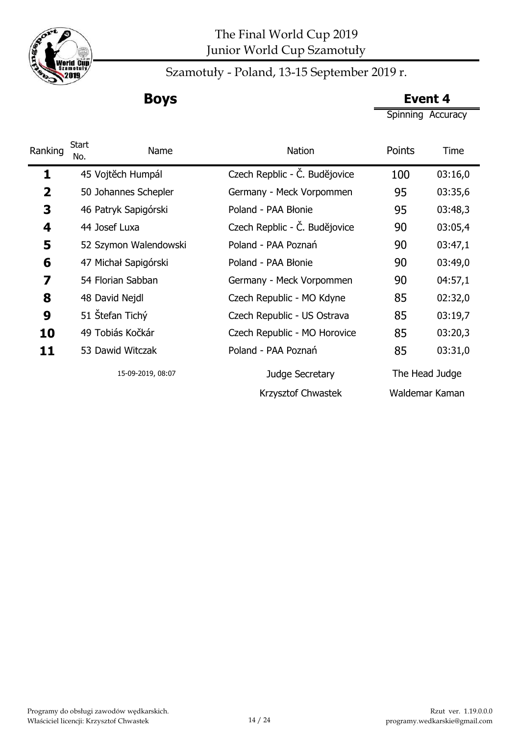# The Final World Cup 2019
## Junior World Cup Szamotuły

Szamotuły - Poland, 13-15 September 2019 r.

## Boys

**Event 4**
Spinning Accuracy

| Ranking | Start No. | Name | Nation | Points | Time |
|---|---|---|---|---|---|
| **1** | 45 | Vojtěch Humpál | Czech Repblic - Č. Budějovice | 100 | 03:16,0 |
| **2** | 50 | Johannes Schepler | Germany - Meck Vorpommen | 95 | 03:35,6 |
| **3** | 46 | Patryk Sapigórski | Poland - PAA Błonie | 95 | 03:48,3 |
| **4** | 44 | Josef Luxa | Czech Repblic - Č. Budějovice | 90 | 03:05,4 |
| **5** | 52 | Szymon Walendowski | Poland - PAA Poznań | 90 | 03:47,1 |
| **6** | 47 | Michał Sapigórski | Poland - PAA Błonie | 90 | 03:49,0 |
| **7** | 54 | Florian Sabban | Germany - Meck Vorpommen | 90 | 04:57,1 |
| **8** | 48 | David Nejdl | Czech Republic - MO Kdyne | 85 | 02:32,0 |
| **9** | 51 | Štefan Tichý | Czech Republic - US Ostrava | 85 | 03:19,7 |
| **10** | 49 | Tobiás Kočkár | Czech Republic - MO Horovice | 85 | 03:20,3 |
| **11** | 53 | Dawid Witczak | Poland - PAA Poznań | 85 | 03:31,0 |

15-09-2019, 08:07

Judge Secretary
Krzysztof Chwastek

The Head Judge
Waldemar Kaman

Programy do obsługi zawodów wędkarskich.
Właściciel licencji: Krzysztof Chwastek

Rzut ver. 1.19.0.0.0
programy.wedkarskie@gmail.com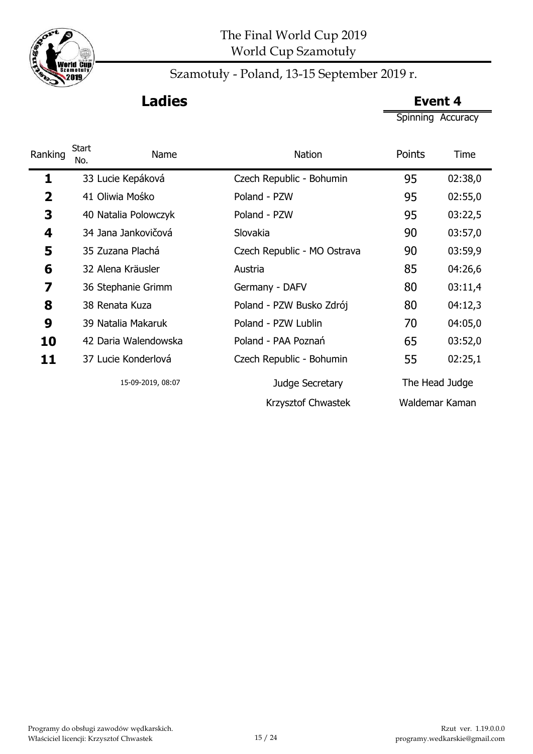# The Final World Cup 2019
World Cup Szamotuły

Szamotuły - Poland, 13-15 September 2019 r.

## Ladies

**Event 4**
Spinning Accuracy

| Ranking | Start No. | Name | Nation | Points | Time |
|---|---|---|---|---|---|
| 1 | 33 | Lucie Kepáková | Czech Republic - Bohumin | 95 | 02:38,0 |
| 2 | 41 | Oliwia Mośko | Poland - PZW | 95 | 02:55,0 |
| 3 | 40 | Natalia Polowczyk | Poland - PZW | 95 | 03:22,5 |
| 4 | 34 | Jana Jankovičová | Slovakia | 90 | 03:57,0 |
| 5 | 35 | Zuzana Plachá | Czech Republic - MO Ostrava | 90 | 03:59,9 |
| 6 | 32 | Alena Kräusler | Austria | 85 | 04:26,6 |
| 7 | 36 | Stephanie Grimm | Germany - DAFV | 80 | 03:11,4 |
| 8 | 38 | Renata Kuza | Poland - PZW Busko Zdrój | 80 | 04:12,3 |
| 9 | 39 | Natalia Makaruk | Poland - PZW Lublin | 70 | 04:05,0 |
| 10 | 42 | Daria Walendowska | Poland - PAA Poznań | 65 | 03:52,0 |
| 11 | 37 | Lucie Konderlová | Czech Republic - Bohumin | 55 | 02:25,1 |

15-09-2019, 08:07

| Judge Secretary | The Head Judge |
|---|---|
| Krzysztof Chwastek | Waldemar Kaman |

Programy do obsługi zawodów wędkarskich.
Właściciel licencji: Krzysztof Chwastek

Rzut ver. 1.19.0.0.0
programy.wedkarskie@gmail.com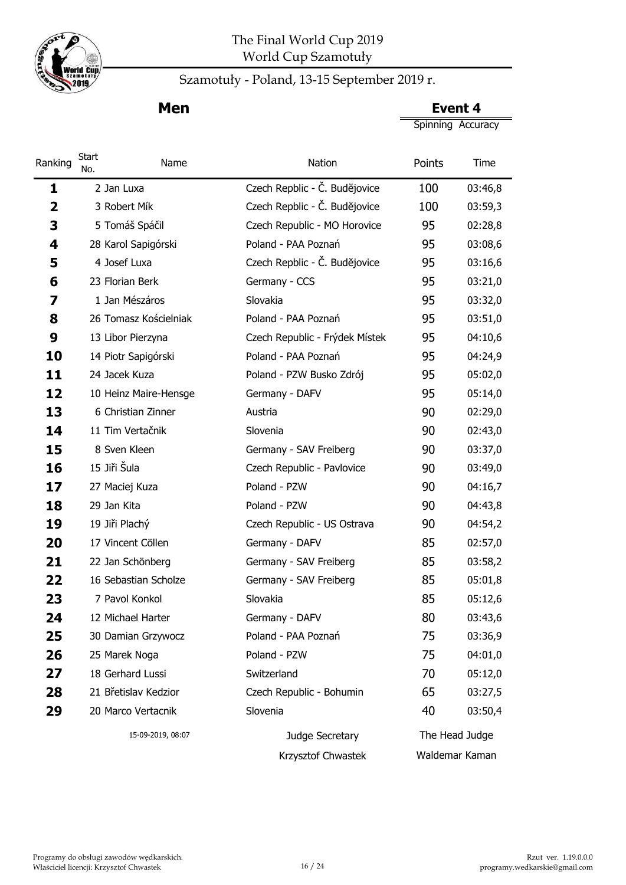The Final World Cup 2019
World Cup Szamotuły

Szamotuły - Poland, 13-15 September 2019 r.

## Men

**Event 4**
Spinning Accuracy

| Ranking | Start No. | Name | Nation | Points | Time |
|---|---|---|---|---|---|
| 1 | 2 | Jan Luxa | Czech Repblic - Č. Budějovice | 100 | 03:46,8 |
| 2 | 3 | Robert Mík | Czech Repblic - Č. Budějovice | 100 | 03:59,3 |
| 3 | 5 | Tomáš Spáčil | Czech Republic - MO Horovice | 95 | 02:28,8 |
| 4 | 28 | Karol Sapigórski | Poland - PAA Poznań | 95 | 03:08,6 |
| 5 | 4 | Josef Luxa | Czech Repblic - Č. Budějovice | 95 | 03:16,6 |
| 6 | 23 | Florian Berk | Germany - CCS | 95 | 03:21,0 |
| 7 | 1 | Jan Mészáros | Slovakia | 95 | 03:32,0 |
| 8 | 26 | Tomasz Kościelniak | Poland - PAA Poznań | 95 | 03:51,0 |
| 9 | 13 | Libor Pierzyna | Czech Republic - Frýdek Místek | 95 | 04:10,6 |
| 10 | 14 | Piotr Sapigórski | Poland - PAA Poznań | 95 | 04:24,9 |
| 11 | 24 | Jacek Kuza | Poland - PZW Busko Zdrój | 95 | 05:02,0 |
| 12 | 10 | Heinz Maire-Hensge | Germany - DAFV | 95 | 05:14,0 |
| 13 | 6 | Christian Zinner | Austria | 90 | 02:29,0 |
| 14 | 11 | Tim Vertačnik | Slovenia | 90 | 02:43,0 |
| 15 | 8 | Sven Kleen | Germany - SAV Freiberg | 90 | 03:37,0 |
| 16 | 15 | Jiři Šula | Czech Republic - Pavlovice | 90 | 03:49,0 |
| 17 | 27 | Maciej Kuza | Poland - PZW | 90 | 04:16,7 |
| 18 | 29 | Jan Kita | Poland - PZW | 90 | 04:43,8 |
| 19 | 19 | Jiři Plachý | Czech Republic - US Ostrava | 90 | 04:54,2 |
| 20 | 17 | Vincent Cöllen | Germany - DAFV | 85 | 02:57,0 |
| 21 | 22 | Jan Schönberg | Germany - SAV Freiberg | 85 | 03:58,2 |
| 22 | 16 | Sebastian Scholze | Germany - SAV Freiberg | 85 | 05:01,8 |
| 23 | 7 | Pavol Konkol | Slovakia | 85 | 05:12,6 |
| 24 | 12 | Michael Harter | Germany - DAFV | 80 | 03:43,6 |
| 25 | 30 | Damian Grzywocz | Poland - PAA Poznań | 75 | 03:36,9 |
| 26 | 25 | Marek Noga | Poland - PZW | 75 | 04:01,0 |
| 27 | 18 | Gerhard Lussi | Switzerland | 70 | 05:12,0 |
| 28 | 21 | Břetislav Kedzior | Czech Republic - Bohumin | 65 | 03:27,5 |
| 29 | 20 | Marco Vertacnik | Slovenia | 40 | 03:50,4 |

15-09-2019, 08:07

Judge Secretary: Krzysztof Chwastek

The Head Judge: Waldemar Kaman

Programy do obsługi zawodów wędkarskich.
Właściciel licencji: Krzysztof Chwastek

Rzut ver. 1.19.0.0.0
programy.wedkarskie@gmail.com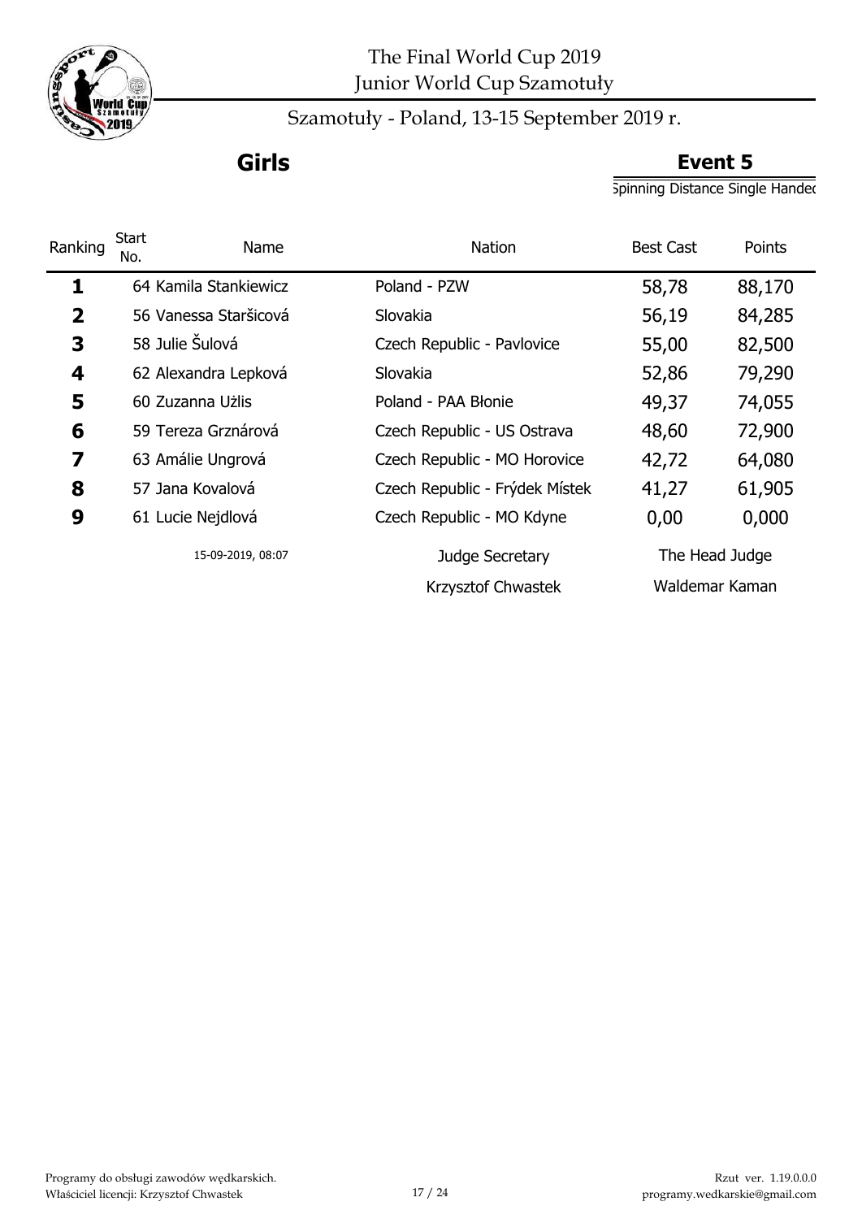# The Final World Cup 2019
## Junior World Cup Szamotuły

Szamotuły - Poland, 13-15 September 2019 r.

## Girls

## Event 5

Spinning Distance Single Handed

| Ranking | Start No. | Name | Nation | Best Cast | Points |
|---|---|---|---|---|---|
| **1** | 64 | Kamila Stankiewicz | Poland - PZW | 58,78 | 88,170 |
| **2** | 56 | Vanessa Staršicová | Slovakia | 56,19 | 84,285 |
| **3** | 58 | Julie Šulová | Czech Republic - Pavlovice | 55,00 | 82,500 |
| **4** | 62 | Alexandra Lepková | Slovakia | 52,86 | 79,290 |
| **5** | 60 | Zuzanna Użlis | Poland - PAA Błonie | 49,37 | 74,055 |
| **6** | 59 | Tereza Grznárová | Czech Republic - US Ostrava | 48,60 | 72,900 |
| **7** | 63 | Amálie Ungrová | Czech Republic - MO Horovice | 42,72 | 64,080 |
| **8** | 57 | Jana Kovalová | Czech Republic - Frýdek Místek | 41,27 | 61,905 |
| **9** | 61 | Lucie Nejdlová | Czech Republic - MO Kdyne | 0,00 | 0,000 |

15-09-2019, 08:07

Judge Secretary: Krzysztof Chwastek

The Head Judge: Waldemar Kaman

Programy do obsługi zawodów wędkarskich.
Właściciel licencji: Krzysztof Chwastek

Rzut ver. 1.19.0.0.0
programy.wedkarskie@gmail.com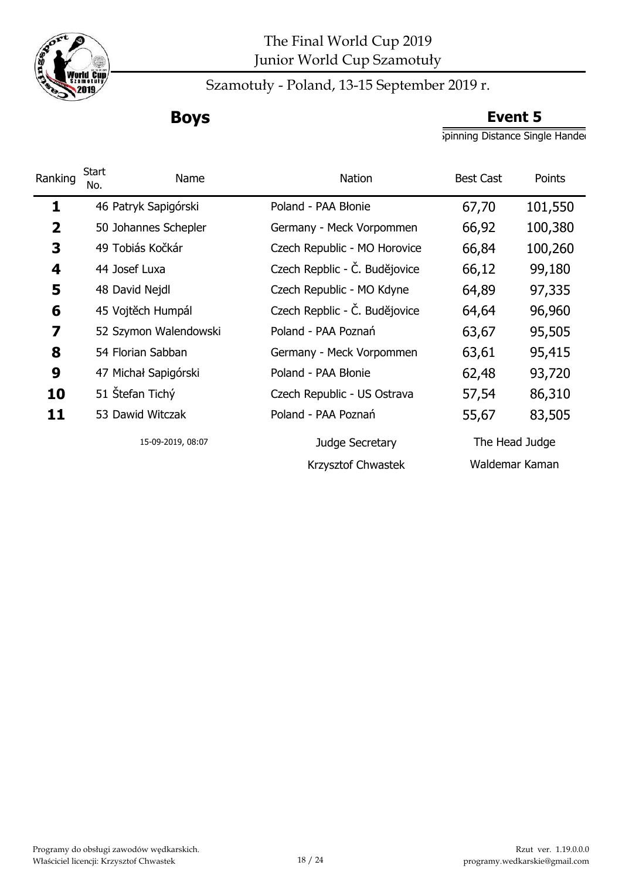# The Final World Cup 2019
## Junior World Cup Szamotuły

Szamotuły - Poland, 13-15 September 2019 r.

**Boys**

**Event 5**

Spinning Distance Single Handed

| Ranking | Start No. | Name | Nation | Best Cast | Points |
|---|---|---|---|---|---|
| **1** | 46 | Patryk Sapigórski | Poland - PAA Błonie | 67,70 | 101,550 |
| **2** | 50 | Johannes Schepler | Germany - Meck Vorpommen | 66,92 | 100,380 |
| **3** | 49 | Tobiás Kočkár | Czech Republic - MO Horovice | 66,84 | 100,260 |
| **4** | 44 | Josef Luxa | Czech Repblic - Č. Budějovice | 66,12 | 99,180 |
| **5** | 48 | David Nejdl | Czech Republic - MO Kdyne | 64,89 | 97,335 |
| **6** | 45 | Vojtěch Humpál | Czech Repblic - Č. Budějovice | 64,64 | 96,960 |
| **7** | 52 | Szymon Walendowski | Poland - PAA Poznań | 63,67 | 95,505 |
| **8** | 54 | Florian Sabban | Germany - Meck Vorpommen | 63,61 | 95,415 |
| **9** | 47 | Michał Sapigórski | Poland - PAA Błonie | 62,48 | 93,720 |
| **10** | 51 | Štefan Tichý | Czech Republic - US Ostrava | 57,54 | 86,310 |
| **11** | 53 | Dawid Witczak | Poland - PAA Poznań | 55,67 | 83,505 |

15-09-2019, 08:07

Judge Secretary: Krzysztof Chwastek

The Head Judge: Waldemar Kaman

Programy do obsługi zawodów wędkarskich.
Właściciel licencji: Krzysztof Chwastek

Rzut ver. 1.19.0.0.0
programy.wedkarskie@gmail.com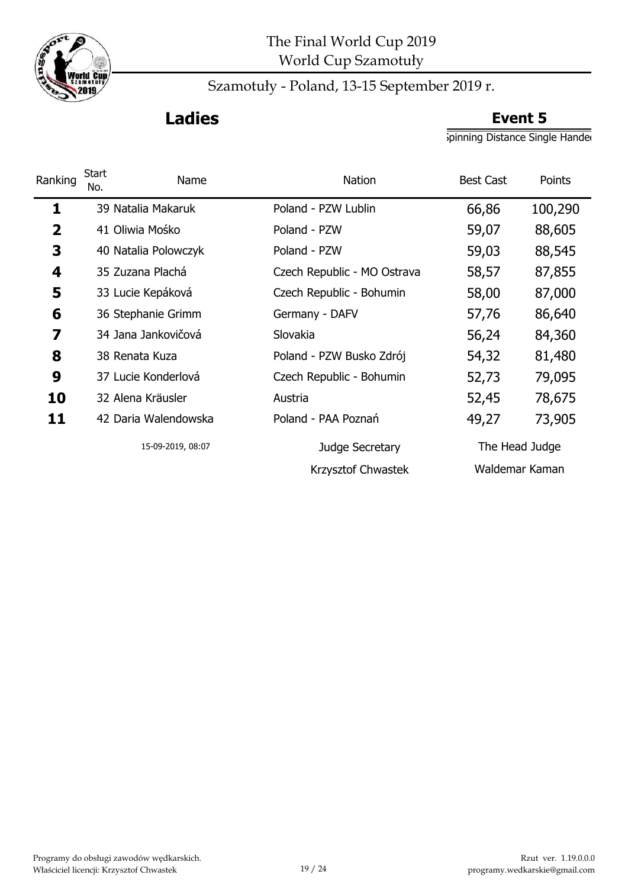# The Final World Cup 2019
World Cup Szamotuły

Szamotuły - Poland, 13-15 September 2019 r.

## Ladies

## Event 5

Spinning Distance Single Handed

| Ranking | Start No. | Name | Nation | Best Cast | Points |
|---|---|---|---|---|---|
| 1 | 39 | Natalia Makaruk | Poland - PZW Lublin | 66,86 | 100,290 |
| 2 | 41 | Oliwia Mośko | Poland - PZW | 59,07 | 88,605 |
| 3 | 40 | Natalia Polowczyk | Poland - PZW | 59,03 | 88,545 |
| 4 | 35 | Zuzana Plachá | Czech Republic - MO Ostrava | 58,57 | 87,855 |
| 5 | 33 | Lucie Kepáková | Czech Republic - Bohumin | 58,00 | 87,000 |
| 6 | 36 | Stephanie Grimm | Germany - DAFV | 57,76 | 86,640 |
| 7 | 34 | Jana Jankovičová | Slovakia | 56,24 | 84,360 |
| 8 | 38 | Renata Kuza | Poland - PZW Busko Zdrój | 54,32 | 81,480 |
| 9 | 37 | Lucie Konderlová | Czech Republic - Bohumin | 52,73 | 79,095 |
| 10 | 32 | Alena Kräusler | Austria | 52,45 | 78,675 |
| 11 | 42 | Daria Walendowska | Poland - PAA Poznań | 49,27 | 73,905 |

15-09-2019, 08:07

Judge Secretary: Krzysztof Chwastek

The Head Judge: Waldemar Kaman

Programy do obsługi zawodów wędkarskich.
Właściciel licencji: Krzysztof Chwastek

Rzut ver. 1.19.0.0.0
programy.wedkarskie@gmail.com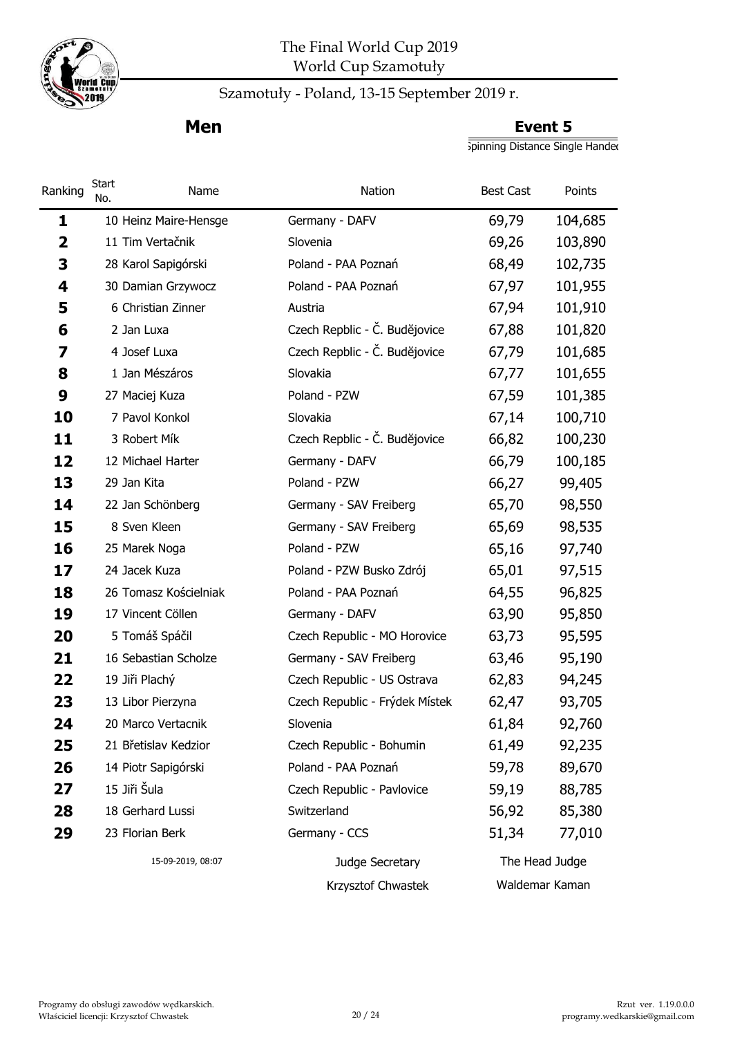# The Final World Cup 2019
## World Cup Szamotuły

### Szamotuły - Poland, 13-15 September 2019 r.

**Men**

**Event 5**

Spinning Distance Single Handed

| Ranking | Start No. | Name | Nation | Best Cast | Points |
|---|---|---|---|---|---|
| **1** | 10 | Heinz Maire-Hensge | Germany - DAFV | 69,79 | 104,685 |
| **2** | 11 | Tim Vertačnik | Slovenia | 69,26 | 103,890 |
| **3** | 28 | Karol Sapigórski | Poland - PAA Poznań | 68,49 | 102,735 |
| **4** | 30 | Damian Grzywocz | Poland - PAA Poznań | 67,97 | 101,955 |
| **5** | 6 | Christian Zinner | Austria | 67,94 | 101,910 |
| **6** | 2 | Jan Luxa | Czech Repblic - Č. Budějovice | 67,88 | 101,820 |
| **7** | 4 | Josef Luxa | Czech Repblic - Č. Budějovice | 67,79 | 101,685 |
| **8** | 1 | Jan Mészáros | Slovakia | 67,77 | 101,655 |
| **9** | 27 | Maciej Kuza | Poland - PZW | 67,59 | 101,385 |
| **10** | 7 | Pavol Konkol | Slovakia | 67,14 | 100,710 |
| **11** | 3 | Robert Mík | Czech Repblic - Č. Budějovice | 66,82 | 100,230 |
| **12** | 12 | Michael Harter | Germany - DAFV | 66,79 | 100,185 |
| **13** | 29 | Jan Kita | Poland - PZW | 66,27 | 99,405 |
| **14** | 22 | Jan Schönberg | Germany - SAV Freiberg | 65,70 | 98,550 |
| **15** | 8 | Sven Kleen | Germany - SAV Freiberg | 65,69 | 98,535 |
| **16** | 25 | Marek Noga | Poland - PZW | 65,16 | 97,740 |
| **17** | 24 | Jacek Kuza | Poland - PZW Busko Zdrój | 65,01 | 97,515 |
| **18** | 26 | Tomasz Kościelniak | Poland - PAA Poznań | 64,55 | 96,825 |
| **19** | 17 | Vincent Cöllen | Germany - DAFV | 63,90 | 95,850 |
| **20** | 5 | Tomáš Spáčil | Czech Republic - MO Horovice | 63,73 | 95,595 |
| **21** | 16 | Sebastian Scholze | Germany - SAV Freiberg | 63,46 | 95,190 |
| **22** | 19 | Jiři Plachý | Czech Republic - US Ostrava | 62,83 | 94,245 |
| **23** | 13 | Libor Pierzyna | Czech Republic - Frýdek Místek | 62,47 | 93,705 |
| **24** | 20 | Marco Vertacnik | Slovenia | 61,84 | 92,760 |
| **25** | 21 | Břetislav Kedzior | Czech Republic - Bohumin | 61,49 | 92,235 |
| **26** | 14 | Piotr Sapigórski | Poland - PAA Poznań | 59,78 | 89,670 |
| **27** | 15 | Jiři Šula | Czech Republic - Pavlovice | 59,19 | 88,785 |
| **28** | 18 | Gerhard Lussi | Switzerland | 56,92 | 85,380 |
| **29** | 23 | Florian Berk | Germany - CCS | 51,34 | 77,010 |

15-09-2019, 08:07

Judge Secretary: Krzysztof Chwastek

The Head Judge: Waldemar Kaman

Programy do obsługi zawodów wędkarskich.
Właściciel licencji: Krzysztof Chwastek

Rzut ver. 1.19.0.0.0
programy.wedkarskie@gmail.com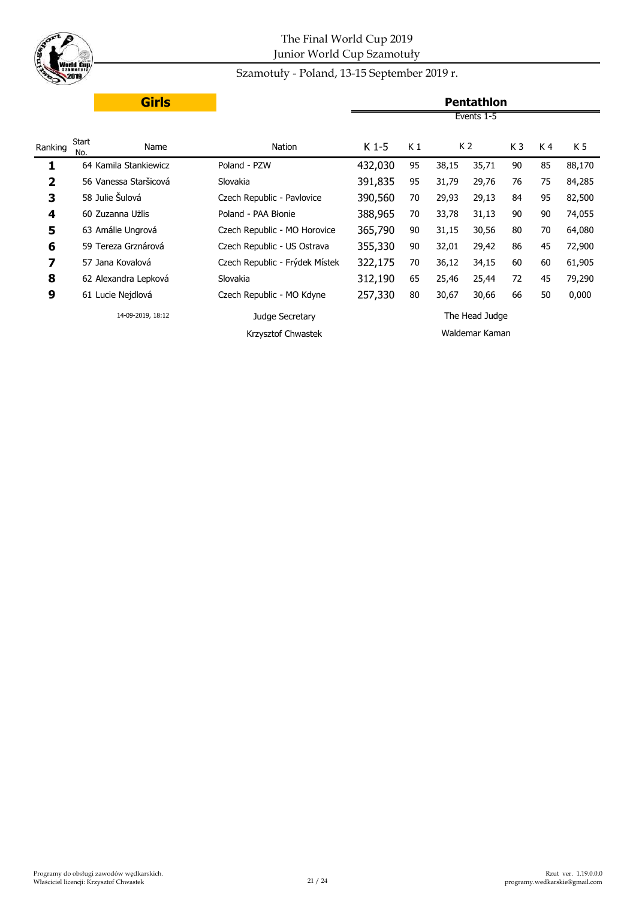# The Final World Cup 2019
## Junior World Cup Szamotuły

Szamotuły - Poland, 13-15 September 2019 r.

**Girls**

**Pentathlon**

Events 1-5

| Ranking | Start No. | Name | Nation | K 1-5 | K 1 | K 2 | | K 3 | K 4 | K 5 |
|---|---|---|---|---|---|---|---|---|---|---|
| **1** | 64 | Kamila Stankiewicz | Poland - PZW | 432,030 | 95 | 38,15 | 35,71 | 90 | 85 | 88,170 |
| **2** | 56 | Vanessa Staršicová | Slovakia | 391,835 | 95 | 31,79 | 29,76 | 76 | 75 | 84,285 |
| **3** | 58 | Julie Šulová | Czech Republic - Pavlovice | 390,560 | 70 | 29,93 | 29,13 | 84 | 95 | 82,500 |
| **4** | 60 | Zuzanna Użlis | Poland - PAA Błonie | 388,965 | 70 | 33,78 | 31,13 | 90 | 90 | 74,055 |
| **5** | 63 | Amálie Ungrová | Czech Republic - MO Horovice | 365,790 | 90 | 31,15 | 30,56 | 80 | 70 | 64,080 |
| **6** | 59 | Tereza Grznárová | Czech Republic - US Ostrava | 355,330 | 90 | 32,01 | 29,42 | 86 | 45 | 72,900 |
| **7** | 57 | Jana Kovalová | Czech Republic - Frýdek Místek | 322,175 | 70 | 36,12 | 34,15 | 60 | 60 | 61,905 |
| **8** | 62 | Alexandra Lepková | Slovakia | 312,190 | 65 | 25,46 | 25,44 | 72 | 45 | 79,290 |
| **9** | 61 | Lucie Nejdlová | Czech Republic - MO Kdyne | 257,330 | 80 | 30,67 | 30,66 | 66 | 50 | 0,000 |

14-09-2019, 18:12

Judge Secretary
Krzysztof Chwastek

The Head Judge
Waldemar Kaman

Programy do obsługi zawodów wędkarskich.
Właściciel licencji: Krzysztof Chwastek

Rzut ver. 1.19.0.0.0
programy.wedkarskie@gmail.com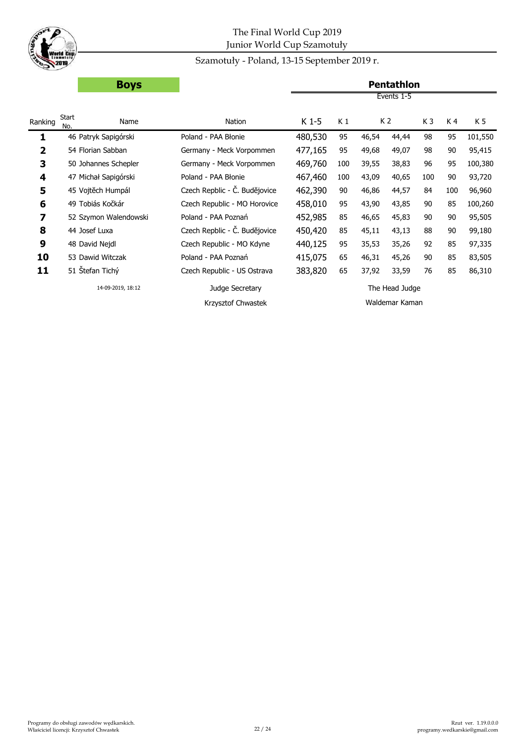The Final World Cup 2019
Junior World Cup Szamotuły

Szamotuły - Poland, 13-15 September 2019 r.

**Boys**

**Pentathlon**

Events 1-5

| Ranking | Start No. | Name | Nation | K 1-5 | K 1 | K 2 | | K 3 | K 4 | K 5 |
|---|---|---|---|---|---|---|---|---|---|---|
| 1 | 46 | Patryk Sapigórski | Poland - PAA Błonie | 480,530 | 95 | 46,54 | 44,44 | 98 | 95 | 101,550 |
| 2 | 54 | Florian Sabban | Germany - Meck Vorpommen | 477,165 | 95 | 49,68 | 49,07 | 98 | 90 | 95,415 |
| 3 | 50 | Johannes Schepler | Germany - Meck Vorpommen | 469,760 | 100 | 39,55 | 38,83 | 96 | 95 | 100,380 |
| 4 | 47 | Michał Sapigórski | Poland - PAA Błonie | 467,460 | 100 | 43,09 | 40,65 | 100 | 90 | 93,720 |
| 5 | 45 | Vojtěch Humpál | Czech Repblic - Č. Budějovice | 462,390 | 90 | 46,86 | 44,57 | 84 | 100 | 96,960 |
| 6 | 49 | Tobiás Kočkár | Czech Republic - MO Horovice | 458,010 | 95 | 43,90 | 43,85 | 90 | 85 | 100,260 |
| 7 | 52 | Szymon Walendowski | Poland - PAA Poznań | 452,985 | 85 | 46,65 | 45,83 | 90 | 90 | 95,505 |
| 8 | 44 | Josef Luxa | Czech Repblic - Č. Budějovice | 450,420 | 85 | 45,11 | 43,13 | 88 | 90 | 99,180 |
| 9 | 48 | David Nejdl | Czech Republic - MO Kdyne | 440,125 | 95 | 35,53 | 35,26 | 92 | 85 | 97,335 |
| 10 | 53 | Dawid Witczak | Poland - PAA Poznań | 415,075 | 65 | 46,31 | 45,26 | 90 | 85 | 83,505 |
| 11 | 51 | Štefan Tichý | Czech Republic - US Ostrava | 383,820 | 65 | 37,92 | 33,59 | 76 | 85 | 86,310 |

14-09-2019, 18:12

Judge Secretary
Krzysztof Chwastek

The Head Judge
Waldemar Kaman

Programy do obsługi zawodów wędkarskich.
Właściciel licencji: Krzysztof Chwastek

Rzut ver. 1.19.0.0.0
programy.wedkarskie@gmail.com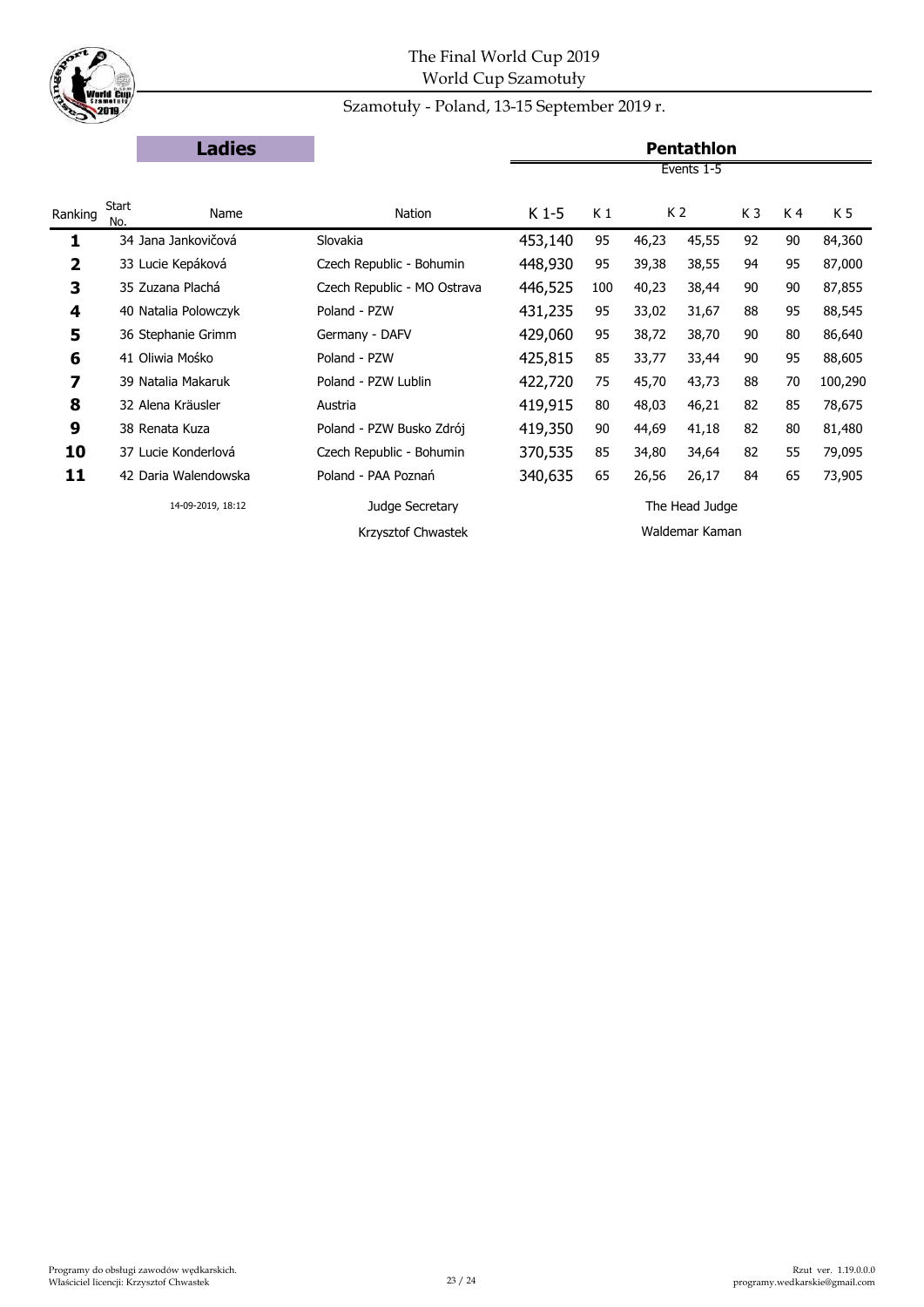The Final World Cup 2019
World Cup Szamotuły

Szamotuły - Poland, 13-15 September 2019 r.

**Ladies**

**Pentathlon**

Events 1-5

| Ranking | Start No. | Name | Nation | K 1-5 | K 1 | K 2 | | K 3 | K 4 | K 5 |
|---|---|---|---|---|---|---|---|---|---|---|
| **1** | 34 | Jana Jankovičová | Slovakia | 453,140 | 95 | 46,23 | 45,55 | 92 | 90 | 84,360 |
| **2** | 33 | Lucie Kepáková | Czech Republic - Bohumin | 448,930 | 95 | 39,38 | 38,55 | 94 | 95 | 87,000 |
| **3** | 35 | Zuzana Plachá | Czech Republic - MO Ostrava | 446,525 | 100 | 40,23 | 38,44 | 90 | 90 | 87,855 |
| **4** | 40 | Natalia Polowczyk | Poland - PZW | 431,235 | 95 | 33,02 | 31,67 | 88 | 95 | 88,545 |
| **5** | 36 | Stephanie Grimm | Germany - DAFV | 429,060 | 95 | 38,72 | 38,70 | 90 | 80 | 86,640 |
| **6** | 41 | Oliwia Mośko | Poland - PZW | 425,815 | 85 | 33,77 | 33,44 | 90 | 95 | 88,605 |
| **7** | 39 | Natalia Makaruk | Poland - PZW Lublin | 422,720 | 75 | 45,70 | 43,73 | 88 | 70 | 100,290 |
| **8** | 32 | Alena Kräusler | Austria | 419,915 | 80 | 48,03 | 46,21 | 82 | 85 | 78,675 |
| **9** | 38 | Renata Kuza | Poland - PZW Busko Zdrój | 419,350 | 90 | 44,69 | 41,18 | 82 | 80 | 81,480 |
| **10** | 37 | Lucie Konderlová | Czech Republic - Bohumin | 370,535 | 85 | 34,80 | 34,64 | 82 | 55 | 79,095 |
| **11** | 42 | Daria Walendowska | Poland - PAA Poznań | 340,635 | 65 | 26,56 | 26,17 | 84 | 65 | 73,905 |

14-09-2019, 18:12

Judge Secretary
Krzysztof Chwastek

The Head Judge
Waldemar Kaman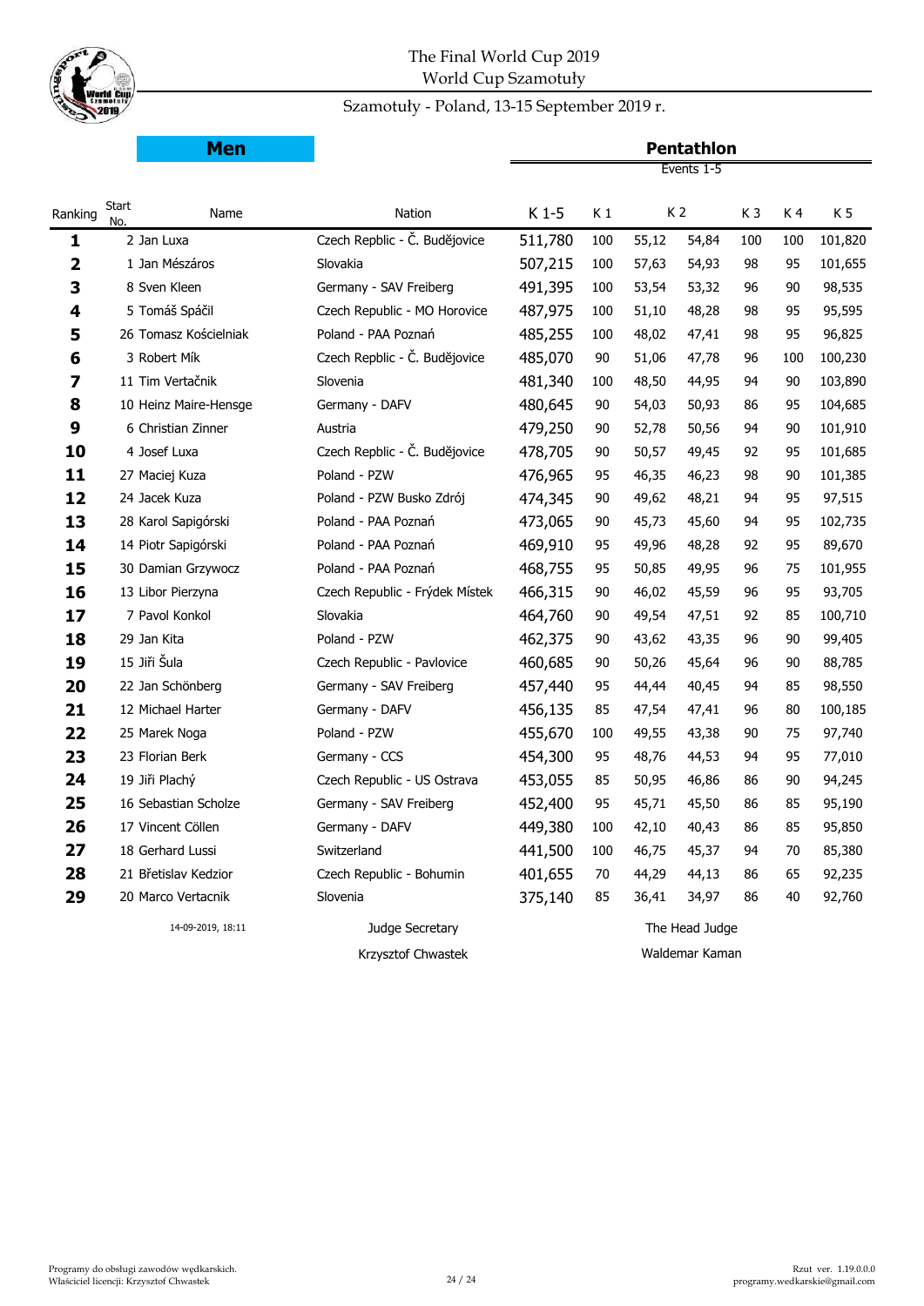# The Final World Cup 2019
## World Cup Szamotuły

Szamotuły - Poland, 13-15 September 2019 r.

**Men**

**Pentathlon**

Events 1-5

| Ranking | Start No. | Name | Nation | K 1-5 | K 1 | K 2 | | K 3 | K 4 | K 5 |
|---|---|---|---|---|---|---|---|---|---|---|
| **1** | 2 | Jan Luxa | Czech Repblic - Č. Budějovice | 511,780 | 100 | 55,12 | 54,84 | 100 | 100 | 101,820 |
| **2** | 1 | Jan Mészáros | Slovakia | 507,215 | 100 | 57,63 | 54,93 | 98 | 95 | 101,655 |
| **3** | 8 | Sven Kleen | Germany - SAV Freiberg | 491,395 | 100 | 53,54 | 53,32 | 96 | 90 | 98,535 |
| **4** | 5 | Tomáš Spáčil | Czech Republic - MO Horovice | 487,975 | 100 | 51,10 | 48,28 | 98 | 95 | 95,595 |
| **5** | 26 | Tomasz Kościelniak | Poland - PAA Poznań | 485,255 | 100 | 48,02 | 47,41 | 98 | 95 | 96,825 |
| **6** | 3 | Robert Mík | Czech Repblic - Č. Budějovice | 485,070 | 90 | 51,06 | 47,78 | 96 | 100 | 100,230 |
| **7** | 11 | Tim Vertačnik | Slovenia | 481,340 | 100 | 48,50 | 44,95 | 94 | 90 | 103,890 |
| **8** | 10 | Heinz Maire-Hensge | Germany - DAFV | 480,645 | 90 | 54,03 | 50,93 | 86 | 95 | 104,685 |
| **9** | 6 | Christian Zinner | Austria | 479,250 | 90 | 52,78 | 50,56 | 94 | 90 | 101,910 |
| **10** | 4 | Josef Luxa | Czech Repblic - Č. Budějovice | 478,705 | 90 | 50,57 | 49,45 | 92 | 95 | 101,685 |
| **11** | 27 | Maciej Kuza | Poland - PZW | 476,965 | 95 | 46,35 | 46,23 | 98 | 90 | 101,385 |
| **12** | 24 | Jacek Kuza | Poland - PZW Busko Zdrój | 474,345 | 90 | 49,62 | 48,21 | 94 | 95 | 97,515 |
| **13** | 28 | Karol Sapigórski | Poland - PAA Poznań | 473,065 | 90 | 45,73 | 45,60 | 94 | 95 | 102,735 |
| **14** | 14 | Piotr Sapigórski | Poland - PAA Poznań | 469,910 | 95 | 49,96 | 48,28 | 92 | 95 | 89,670 |
| **15** | 30 | Damian Grzywocz | Poland - PAA Poznań | 468,755 | 95 | 50,85 | 49,95 | 96 | 75 | 101,955 |
| **16** | 13 | Libor Pierzyna | Czech Republic - Frýdek Místek | 466,315 | 90 | 46,02 | 45,59 | 96 | 95 | 93,705 |
| **17** | 7 | Pavol Konkol | Slovakia | 464,760 | 90 | 49,54 | 47,51 | 92 | 85 | 100,710 |
| **18** | 29 | Jan Kita | Poland - PZW | 462,375 | 90 | 43,62 | 43,35 | 96 | 90 | 99,405 |
| **19** | 15 | Jiři Šula | Czech Republic - Pavlovice | 460,685 | 90 | 50,26 | 45,64 | 96 | 90 | 88,785 |
| **20** | 22 | Jan Schönberg | Germany - SAV Freiberg | 457,440 | 95 | 44,44 | 40,45 | 94 | 85 | 98,550 |
| **21** | 12 | Michael Harter | Germany - DAFV | 456,135 | 85 | 47,54 | 47,41 | 96 | 80 | 100,185 |
| **22** | 25 | Marek Noga | Poland - PZW | 455,670 | 100 | 49,55 | 43,38 | 90 | 75 | 97,740 |
| **23** | 23 | Florian Berk | Germany - CCS | 454,300 | 95 | 48,76 | 44,53 | 94 | 95 | 77,010 |
| **24** | 19 | Jiři Plachý | Czech Republic - US Ostrava | 453,055 | 85 | 50,95 | 46,86 | 86 | 90 | 94,245 |
| **25** | 16 | Sebastian Scholze | Germany - SAV Freiberg | 452,400 | 95 | 45,71 | 45,50 | 86 | 85 | 95,190 |
| **26** | 17 | Vincent Cöllen | Germany - DAFV | 449,380 | 100 | 42,10 | 40,43 | 86 | 85 | 95,850 |
| **27** | 18 | Gerhard Lussi | Switzerland | 441,500 | 100 | 46,75 | 45,37 | 94 | 70 | 85,380 |
| **28** | 21 | Břetislav Kedzior | Czech Republic - Bohumin | 401,655 | 70 | 44,29 | 44,13 | 86 | 65 | 92,235 |
| **29** | 20 | Marco Vertacnik | Slovenia | 375,140 | 85 | 36,41 | 34,97 | 86 | 40 | 92,760 |

14-09-2019, 18:11

Judge Secretary
Krzysztof Chwastek

The Head Judge
Waldemar Kaman

Programy do obsługi zawodów wędkarskich.
Właściciel licencji: Krzysztof Chwastek

Rzut ver. 1.19.0.0.0
programy.wedkarskie@gmail.com